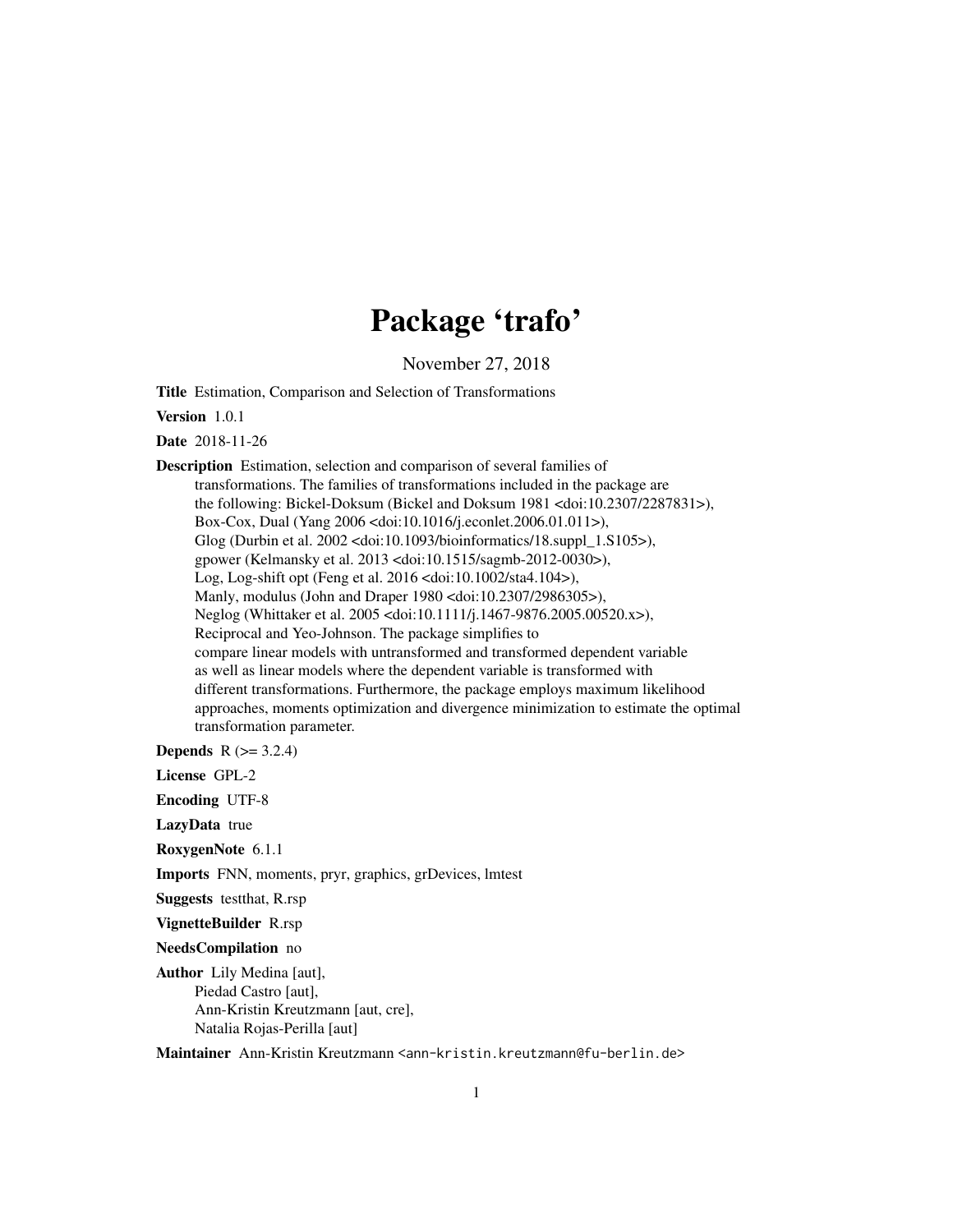# Package 'trafo'

November 27, 2018

**Title** Estimation, Comparison and Selection of Transformations

**Version** 1.0.1

**Date** 2018-11-26

**Description** Estimation, selection and comparison of several families of transformations. The families of transformations included in the package are the following: Bickel-Doksum (Bickel and Doksum 1981 <doi:10.2307/2287831>), Box-Cox, Dual (Yang 2006 <doi:10.1016/j.econlet.2006.01.011>), Glog (Durbin et al. 2002 <doi:10.1093/bioinformatics/18.suppl_1.S105>), gpower (Kelmansky et al. 2013 <doi:10.1515/sagmb-2012-0030>), Log, Log-shift opt (Feng et al. 2016 <doi:10.1002/sta4.104>), Manly, modulus (John and Draper 1980 <doi:10.2307/2986305>), Neglog (Whittaker et al. 2005 <doi:10.1111/j.1467-9876.2005.00520.x>), Reciprocal and Yeo-Johnson. The package simplifies to compare linear models with untransformed and transformed dependent variable as well as linear models where the dependent variable is transformed with different transformations. Furthermore, the package employs maximum likelihood approaches, moments optimization and divergence minimization to estimate the optimal transformation parameter.

**Depends** R (>= 3.2.4)

**License** GPL-2

**Encoding** UTF-8

**LazyData** true

**RoxygenNote** 6.1.1

**Imports** FNN, moments, pryr, graphics, grDevices, lmtest

**Suggests** testthat, R.rsp

**VignetteBuilder** R.rsp

**NeedsCompilation** no

**Author** Lily Medina [aut], Piedad Castro [aut], Ann-Kristin Kreutzmann [aut, cre], Natalia Rojas-Perilla [aut]

**Maintainer** Ann-Kristin Kreutzmann <ann-kristin.kreutzmann@fu-berlin.de>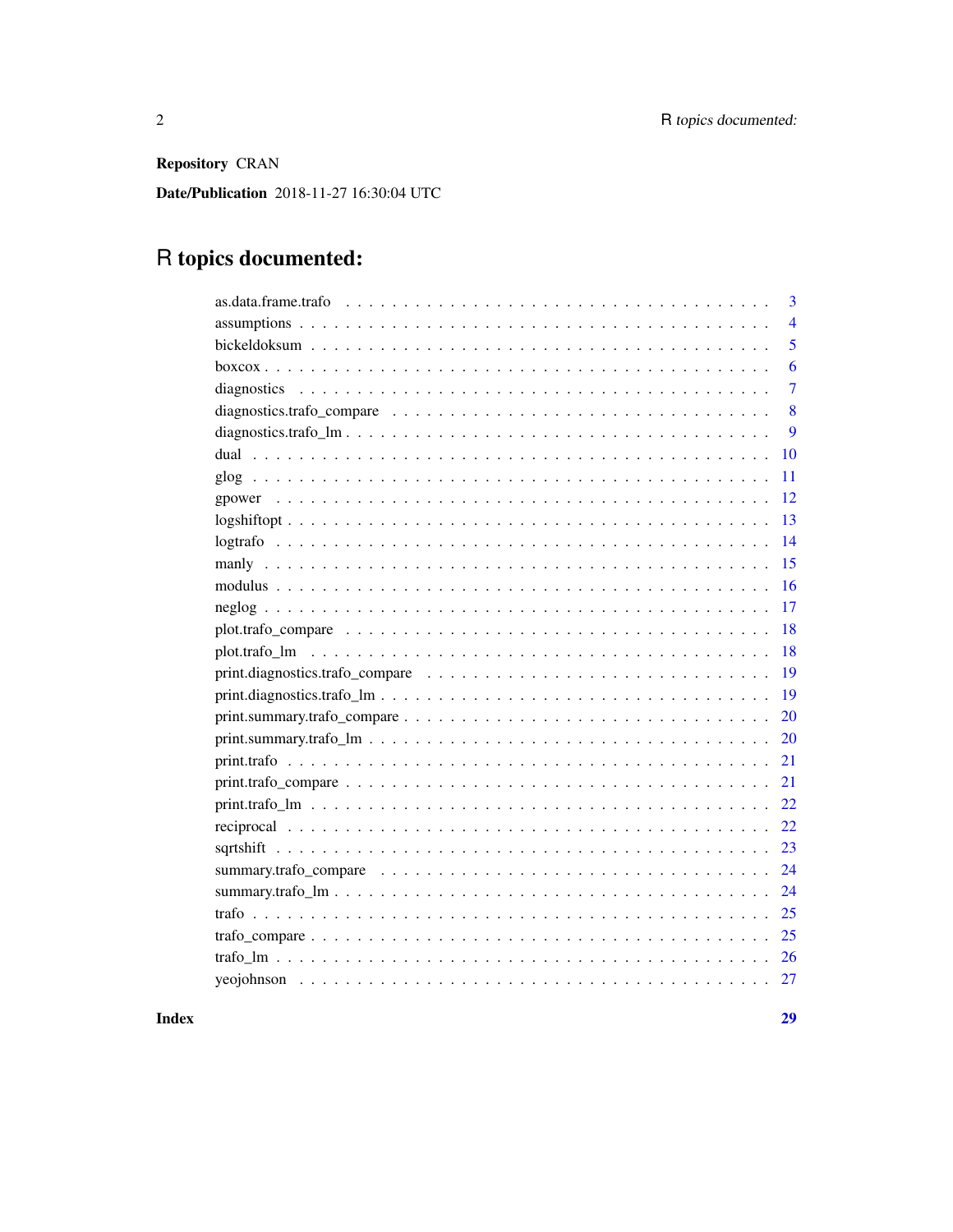**Repository** CRAN

**Date/Publication** 2018-11-27 16:30:04 UTC

# R topics documented:

| Topic | Page |
|---|---|
| as.data.frame.trafo | 3 |
| assumptions | 4 |
| bickeldoksum | 5 |
| boxcox | 6 |
| diagnostics | 7 |
| diagnostics.trafo_compare | 8 |
| diagnostics.trafo_lm | 9 |
| dual | 10 |
| glog | 11 |
| gpower | 12 |
| logshiftopt | 13 |
| logtrafo | 14 |
| manly | 15 |
| modulus | 16 |
| neglog | 17 |
| plot.trafo_compare | 18 |
| plot.trafo_lm | 18 |
| print.diagnostics.trafo_compare | 19 |
| print.diagnostics.trafo_lm | 19 |
| print.summary.trafo_compare | 20 |
| print.summary.trafo_lm | 20 |
| print.trafo | 21 |
| print.trafo_compare | 21 |
| print.trafo_lm | 22 |
| reciprocal | 22 |
| sqrtshift | 23 |
| summary.trafo_compare | 24 |
| summary.trafo_lm | 24 |
| trafo | 25 |
| trafo_compare | 25 |
| trafo_lm | 26 |
| yeojohnson | 27 |

**Index** **29**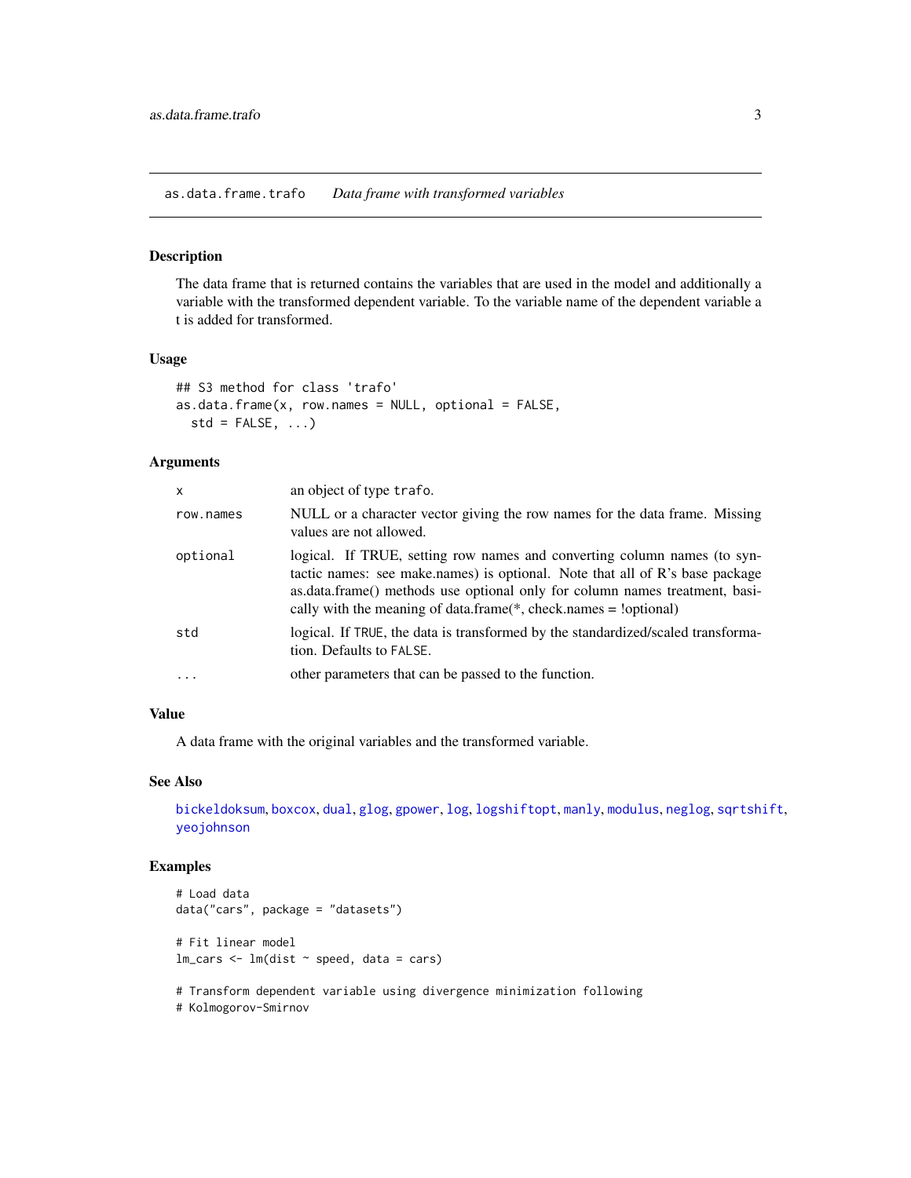## as.data.frame.trafo *Data frame with transformed variables*

### Description

The data frame that is returned contains the variables that are used in the model and additionally a variable with the transformed dependent variable. To the variable name of the dependent variable a t is added for transformed.

### Usage

```
## S3 method for class 'trafo'
as.data.frame(x, row.names = NULL, optional = FALSE,
  std = FALSE, ...)
```

### Arguments

| | |
|---|---|
| x | an object of type trafo. |
| row.names | NULL or a character vector giving the row names for the data frame. Missing values are not allowed. |
| optional | logical. If TRUE, setting row names and converting column names (to syntactic names: see make.names) is optional. Note that all of R's base package as.data.frame() methods use optional only for column names treatment, basically with the meaning of data.frame(*, check.names = !optional) |
| std | logical. If TRUE, the data is transformed by the standardized/scaled transformation. Defaults to FALSE. |
| ... | other parameters that can be passed to the function. |

### Value

A data frame with the original variables and the transformed variable.

### See Also

bickeldoksum, boxcox, dual, glog, gpower, log, logshiftopt, manly, modulus, neglog, sqrtshift, yeojohnson

### Examples

```
# Load data
data("cars", package = "datasets")

# Fit linear model
lm_cars <- lm(dist ~ speed, data = cars)

# Transform dependent variable using divergence minimization following
# Kolmogorov-Smirnov
```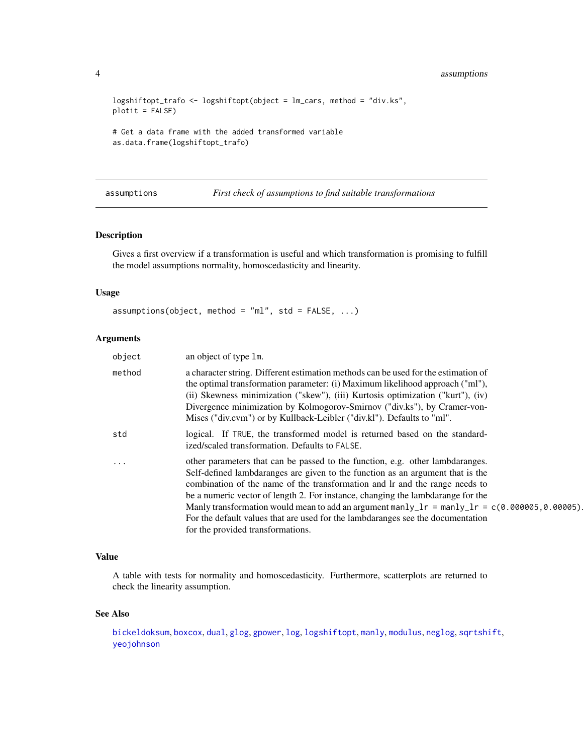```
logshiftopt_trafo <- logshiftopt(object = lm_cars, method = "div.ks",
plotit = FALSE)

# Get a data frame with the added transformed variable
as.data.frame(logshiftopt_trafo)
```

---

## assumptions — *First check of assumptions to find suitable transformations*

### Description

Gives a first overview if a transformation is useful and which transformation is promising to fulfill the model assumptions normality, homoscedasticity and linearity.

### Usage

```
assumptions(object, method = "ml", std = FALSE, ...)
```

### Arguments

| | |
|---|---|
| `object` | an object of type `lm`. |
| `method` | a character string. Different estimation methods can be used for the estimation of the optimal transformation parameter: (i) Maximum likelihood approach ("ml"), (ii) Skewness minimization ("skew"), (iii) Kurtosis optimization ("kurt"), (iv) Divergence minimization by Kolmogorov-Smirnov ("div.ks"), by Cramer-von-Mises ("div.cvm") or by Kullback-Leibler ("div.kl"). Defaults to "ml". |
| `std` | logical. If `TRUE`, the transformed model is returned based on the standardized/scaled transformation. Defaults to `FALSE`. |
| `...` | other parameters that can be passed to the function, e.g. other lambdaranges. Self-defined lambdaranges are given to the function as an argument that is the combination of the name of the transformation and lr and the range needs to be a numeric vector of length 2. For instance, changing the lambdarange for the Manly transformation would mean to add an argument `manly_lr = manly_lr = c(0.000005,0.00005)`. For the default values that are used for the lambdaranges see the documentation for the provided transformations. |

### Value

A table with tests for normality and homoscedasticity. Furthermore, scatterplots are returned to check the linearity assumption.

### See Also

`bickeldoksum`, `boxcox`, `dual`, `glog`, `gpower`, `log`, `logshiftopt`, `manly`, `modulus`, `neglog`, `sqrtshift`, `yeojohnson`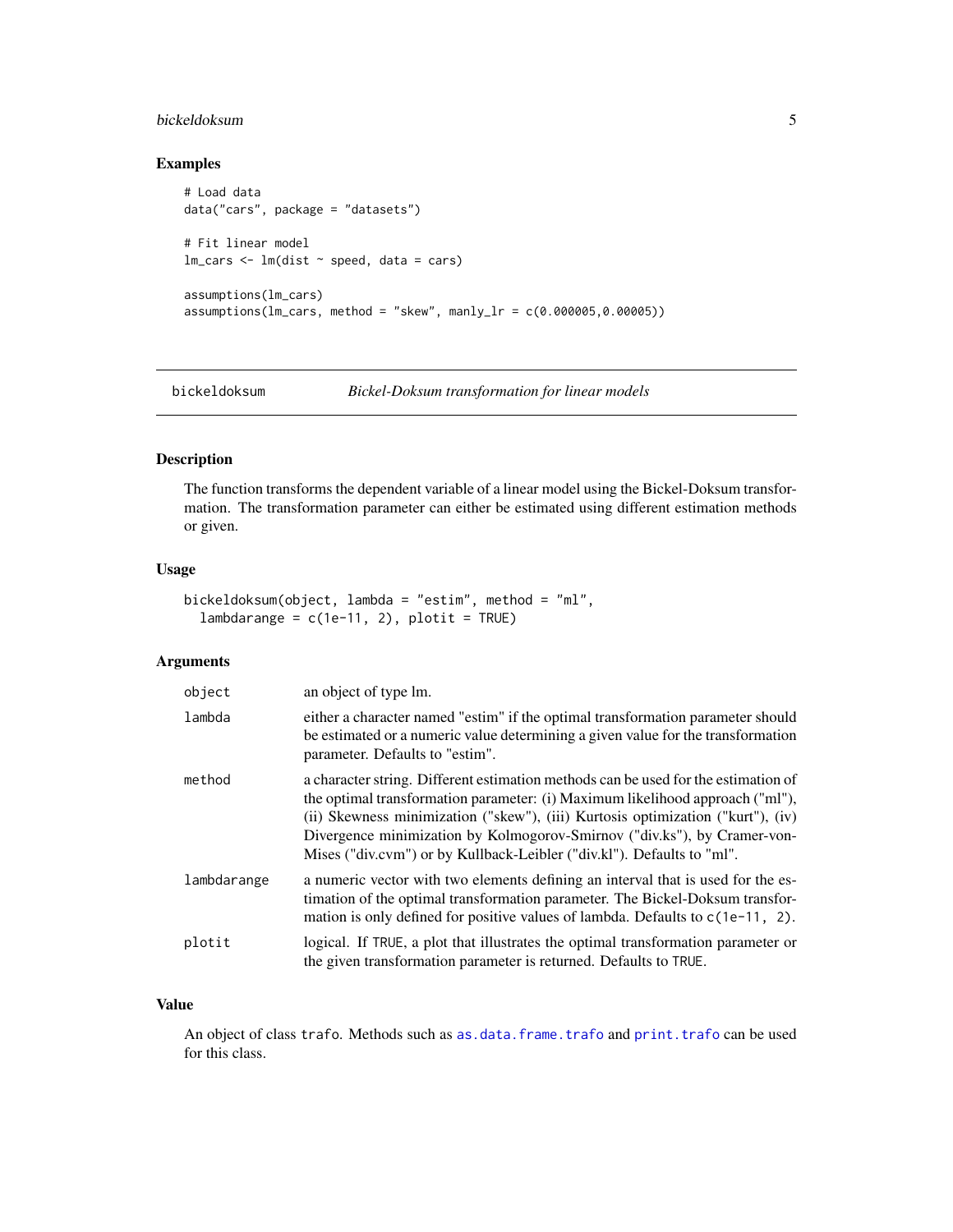## Examples

```
# Load data
data("cars", package = "datasets")

# Fit linear model
lm_cars <- lm(dist ~ speed, data = cars)

assumptions(lm_cars)
assumptions(lm_cars, method = "skew", manly_lr = c(0.000005,0.00005))
```

---

# bickeldoksum — *Bickel-Doksum transformation for linear models*

---

## Description

The function transforms the dependent variable of a linear model using the Bickel-Doksum transformation. The transformation parameter can either be estimated using different estimation methods or given.

## Usage

```
bickeldoksum(object, lambda = "estim", method = "ml",
  lambdarange = c(1e-11, 2), plotit = TRUE)
```

## Arguments

| | |
|---|---|
| `object` | an object of type lm. |
| `lambda` | either a character named "estim" if the optimal transformation parameter should be estimated or a numeric value determining a given value for the transformation parameter. Defaults to "estim". |
| `method` | a character string. Different estimation methods can be used for the estimation of the optimal transformation parameter: (i) Maximum likelihood approach ("ml"), (ii) Skewness minimization ("skew"), (iii) Kurtosis optimization ("kurt"), (iv) Divergence minimization by Kolmogorov-Smirnov ("div.ks"), by Cramer-von-Mises ("div.cvm") or by Kullback-Leibler ("div.kl"). Defaults to "ml". |
| `lambdarange` | a numeric vector with two elements defining an interval that is used for the estimation of the optimal transformation parameter. The Bickel-Doksum transformation is only defined for positive values of lambda. Defaults to `c(1e-11, 2)`. |
| `plotit` | logical. If `TRUE`, a plot that illustrates the optimal transformation parameter or the given transformation parameter is returned. Defaults to `TRUE`. |

## Value

An object of class `trafo`. Methods such as `as.data.frame.trafo` and `print.trafo` can be used for this class.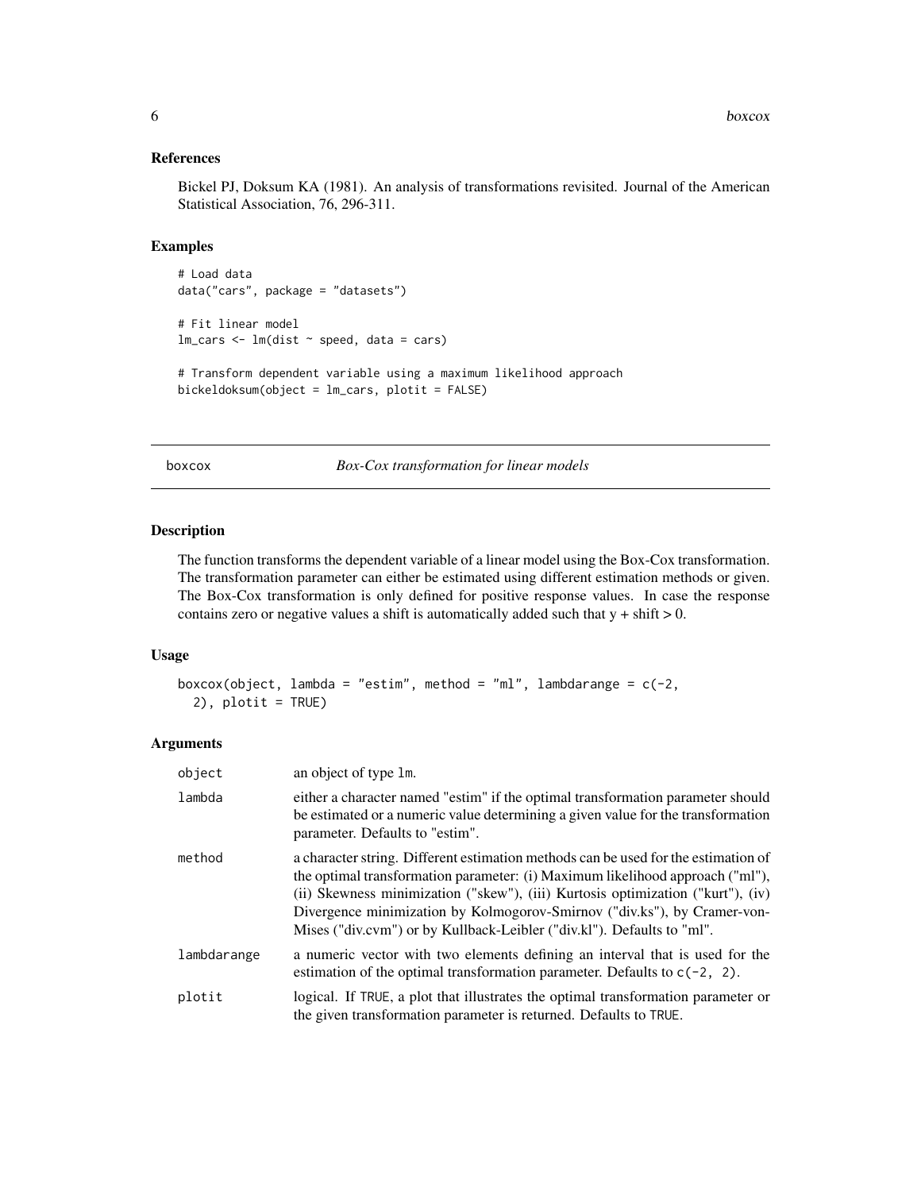### References

Bickel PJ, Doksum KA (1981). An analysis of transformations revisited. Journal of the American Statistical Association, 76, 296-311.

### Examples

```
# Load data
data("cars", package = "datasets")

# Fit linear model
lm_cars <- lm(dist ~ speed, data = cars)

# Transform dependent variable using a maximum likelihood approach
bickeldoksum(object = lm_cars, plotit = FALSE)
```

---

## boxcox — *Box-Cox transformation for linear models*

---

### Description

The function transforms the dependent variable of a linear model using the Box-Cox transformation. The transformation parameter can either be estimated using different estimation methods or given. The Box-Cox transformation is only defined for positive response values. In case the response contains zero or negative values a shift is automatically added such that y + shift > 0.

### Usage

```
boxcox(object, lambda = "estim", method = "ml", lambdarange = c(-2,
  2), plotit = TRUE)
```

### Arguments

| | |
|---|---|
| `object` | an object of type `lm`. |
| `lambda` | either a character named "estim" if the optimal transformation parameter should be estimated or a numeric value determining a given value for the transformation parameter. Defaults to "estim". |
| `method` | a character string. Different estimation methods can be used for the estimation of the optimal transformation parameter: (i) Maximum likelihood approach ("ml"), (ii) Skewness minimization ("skew"), (iii) Kurtosis optimization ("kurt"), (iv) Divergence minimization by Kolmogorov-Smirnov ("div.ks"), by Cramer-von-Mises ("div.cvm") or by Kullback-Leibler ("div.kl"). Defaults to "ml". |
| `lambdarange` | a numeric vector with two elements defining an interval that is used for the estimation of the optimal transformation parameter. Defaults to `c(-2, 2)`. |
| `plotit` | logical. If `TRUE`, a plot that illustrates the optimal transformation parameter or the given transformation parameter is returned. Defaults to `TRUE`. |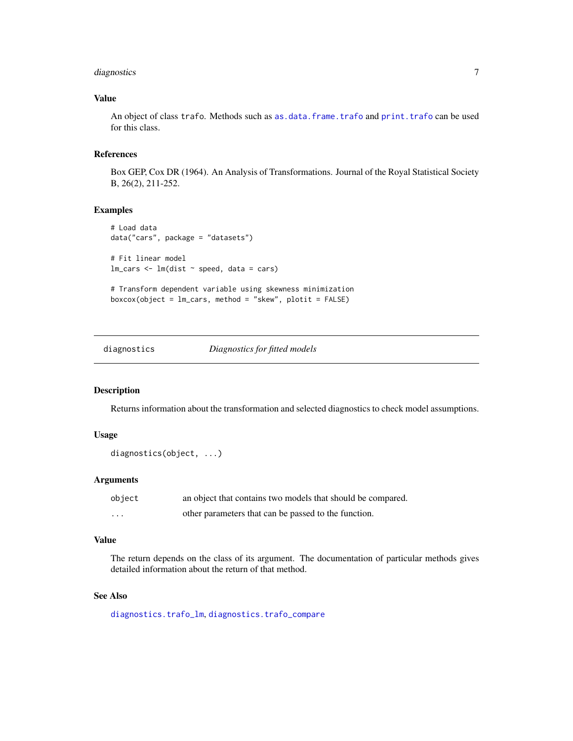### Value

An object of class `trafo`. Methods such as `as.data.frame.trafo` and `print.trafo` can be used for this class.

### References

Box GEP, Cox DR (1964). An Analysis of Transformations. Journal of the Royal Statistical Society B, 26(2), 211-252.

### Examples

```
# Load data
data("cars", package = "datasets")

# Fit linear model
lm_cars <- lm(dist ~ speed, data = cars)

# Transform dependent variable using skewness minimization
boxcox(object = lm_cars, method = "skew", plotit = FALSE)
```

---

## diagnostics — *Diagnostics for fitted models*

---

### Description

Returns information about the transformation and selected diagnostics to check model assumptions.

### Usage

```
diagnostics(object, ...)
```

### Arguments

| | |
|---|---|
| `object` | an object that contains two models that should be compared. |
| `...` | other parameters that can be passed to the function. |

### Value

The return depends on the class of its argument. The documentation of particular methods gives detailed information about the return of that method.

### See Also

`diagnostics.trafo_lm`, `diagnostics.trafo_compare`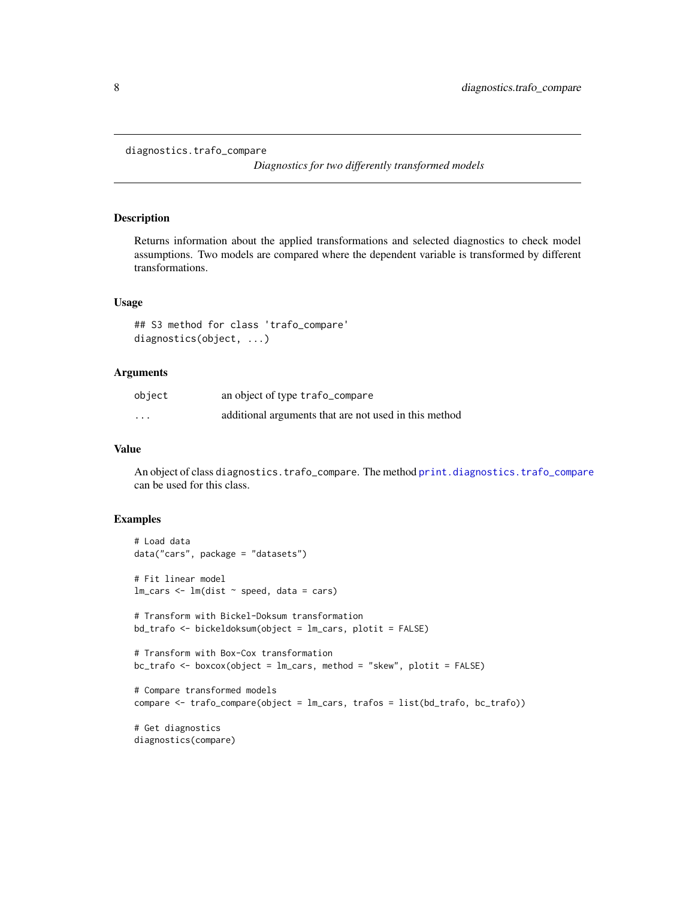## diagnostics.trafo_compare

*Diagnostics for two differently transformed models*

### Description

Returns information about the applied transformations and selected diagnostics to check model assumptions. Two models are compared where the dependent variable is transformed by different transformations.

### Usage

```
## S3 method for class 'trafo_compare'
diagnostics(object, ...)
```

### Arguments

| | |
|---|---|
| object | an object of type trafo_compare |
| ... | additional arguments that are not used in this method |

### Value

An object of class diagnostics.trafo_compare. The method print.diagnostics.trafo_compare can be used for this class.

### Examples

```
# Load data
data("cars", package = "datasets")

# Fit linear model
lm_cars <- lm(dist ~ speed, data = cars)

# Transform with Bickel-Doksum transformation
bd_trafo <- bickeldoksum(object = lm_cars, plotit = FALSE)

# Transform with Box-Cox transformation
bc_trafo <- boxcox(object = lm_cars, method = "skew", plotit = FALSE)

# Compare transformed models
compare <- trafo_compare(object = lm_cars, trafos = list(bd_trafo, bc_trafo))

# Get diagnostics
diagnostics(compare)
```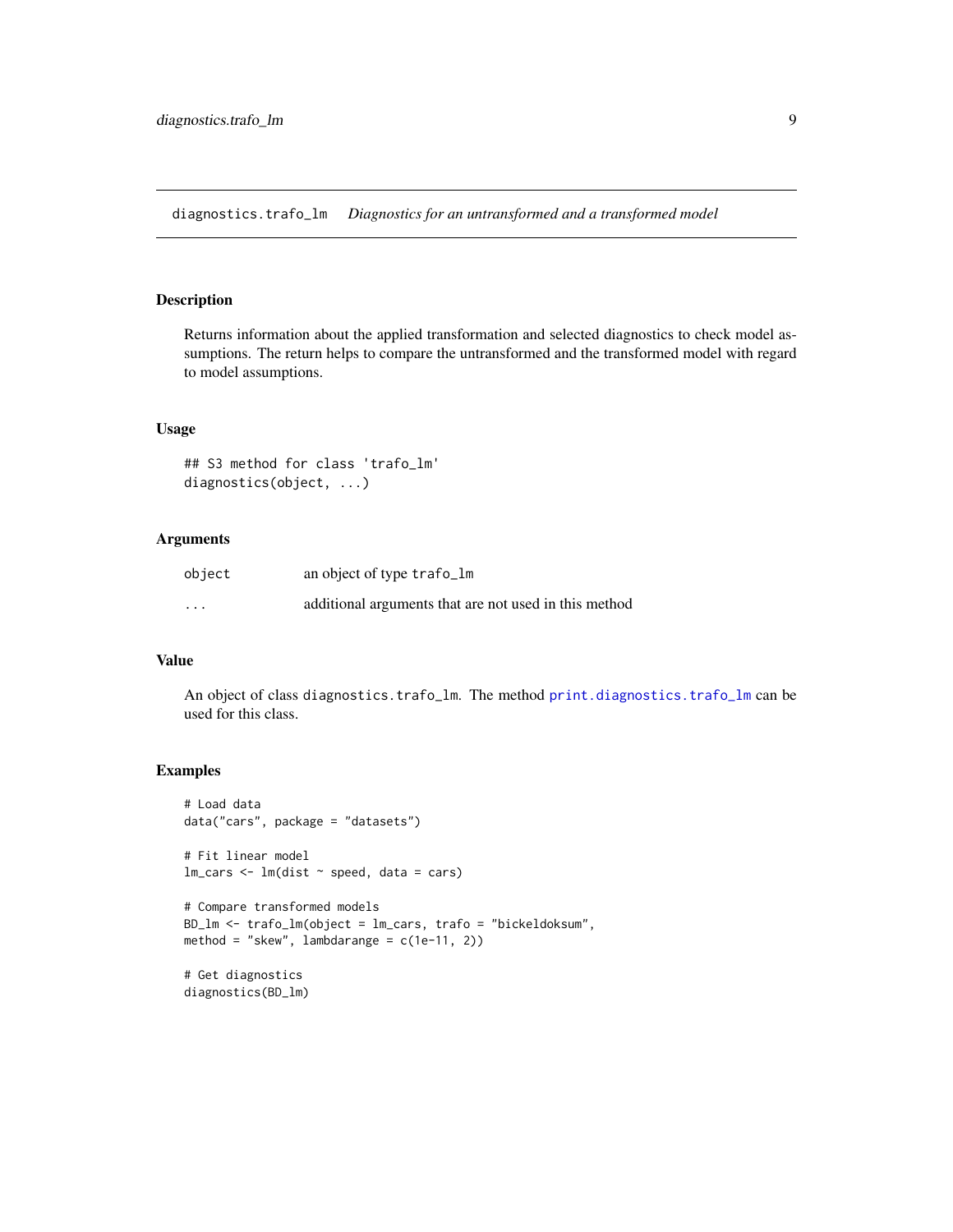diagnostics.trafo_lm *Diagnostics for an untransformed and a transformed model*

## Description

Returns information about the applied transformation and selected diagnostics to check model assumptions. The return helps to compare the untransformed and the transformed model with regard to model assumptions.

## Usage

```
## S3 method for class 'trafo_lm'
diagnostics(object, ...)
```

## Arguments

| | |
|---|---|
| object | an object of type trafo_lm |
| ... | additional arguments that are not used in this method |

## Value

An object of class diagnostics.trafo_lm. The method print.diagnostics.trafo_lm can be used for this class.

## Examples

```
# Load data
data("cars", package = "datasets")

# Fit linear model
lm_cars <- lm(dist ~ speed, data = cars)

# Compare transformed models
BD_lm <- trafo_lm(object = lm_cars, trafo = "bickeldoksum",
method = "skew", lambdarange = c(1e-11, 2))

# Get diagnostics
diagnostics(BD_lm)
```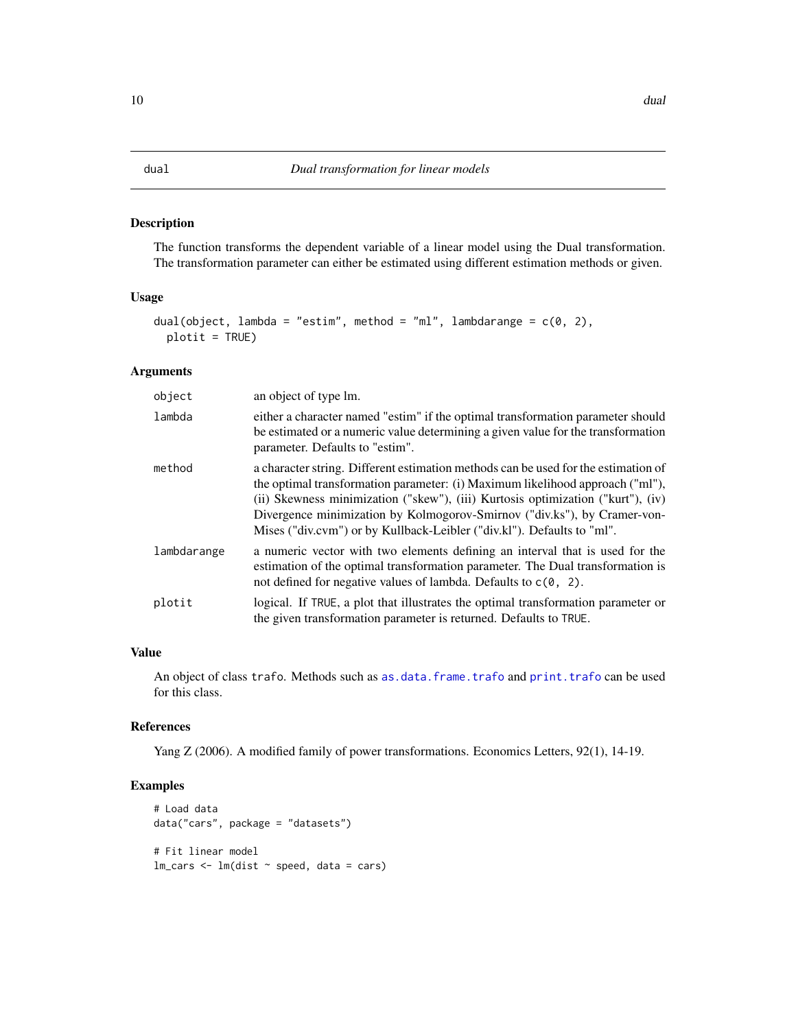# dual — *Dual transformation for linear models*

## Description

The function transforms the dependent variable of a linear model using the Dual transformation. The transformation parameter can either be estimated using different estimation methods or given.

## Usage

```
dual(object, lambda = "estim", method = "ml", lambdarange = c(0, 2),
  plotit = TRUE)
```

## Arguments

| | |
|---|---|
| `object` | an object of type lm. |
| `lambda` | either a character named "estim" if the optimal transformation parameter should be estimated or a numeric value determining a given value for the transformation parameter. Defaults to "estim". |
| `method` | a character string. Different estimation methods can be used for the estimation of the optimal transformation parameter: (i) Maximum likelihood approach ("ml"), (ii) Skewness minimization ("skew"), (iii) Kurtosis optimization ("kurt"), (iv) Divergence minimization by Kolmogorov-Smirnov ("div.ks"), by Cramer-von-Mises ("div.cvm") or by Kullback-Leibler ("div.kl"). Defaults to "ml". |
| `lambdarange` | a numeric vector with two elements defining an interval that is used for the estimation of the optimal transformation parameter. The Dual transformation is not defined for negative values of lambda. Defaults to `c(0, 2)`. |
| `plotit` | logical. If `TRUE`, a plot that illustrates the optimal transformation parameter or the given transformation parameter is returned. Defaults to `TRUE`. |

## Value

An object of class `trafo`. Methods such as `as.data.frame.trafo` and `print.trafo` can be used for this class.

## References

Yang Z (2006). A modified family of power transformations. Economics Letters, 92(1), 14-19.

## Examples

```
# Load data
data("cars", package = "datasets")

# Fit linear model
lm_cars <- lm(dist ~ speed, data = cars)
```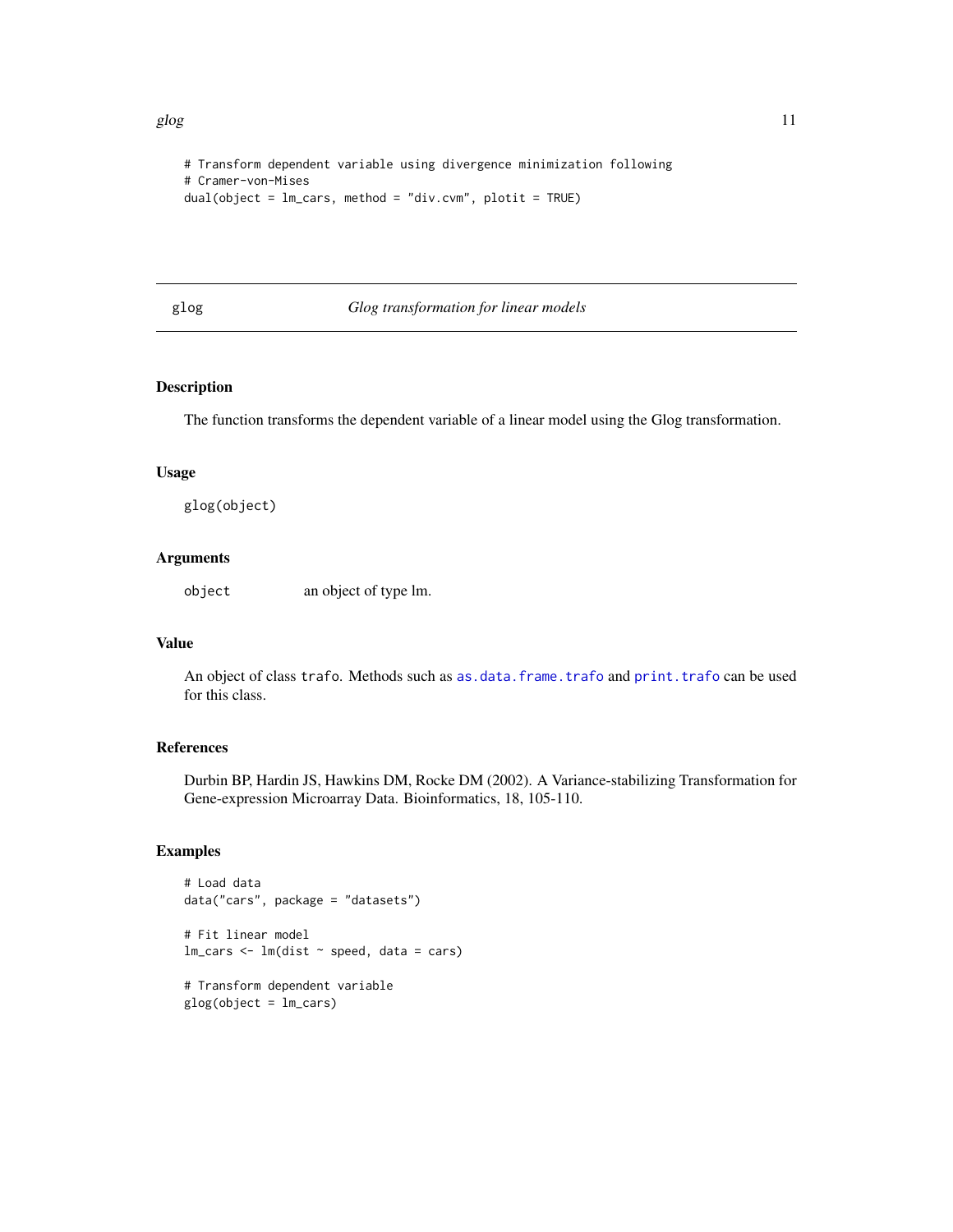```
# Transform dependent variable using divergence minimization following
# Cramer-von-Mises
dual(object = lm_cars, method = "div.cvm", plotit = TRUE)
```

## glog — *Glog transformation for linear models*

### Description

The function transforms the dependent variable of a linear model using the Glog transformation.

### Usage

```
glog(object)
```

### Arguments

| | |
|---|---|
| object | an object of type lm. |

### Value

An object of class `trafo`. Methods such as `as.data.frame.trafo` and `print.trafo` can be used for this class.

### References

Durbin BP, Hardin JS, Hawkins DM, Rocke DM (2002). A Variance-stabilizing Transformation for Gene-expression Microarray Data. Bioinformatics, 18, 105-110.

### Examples

```
# Load data
data("cars", package = "datasets")

# Fit linear model
lm_cars <- lm(dist ~ speed, data = cars)

# Transform dependent variable
glog(object = lm_cars)
```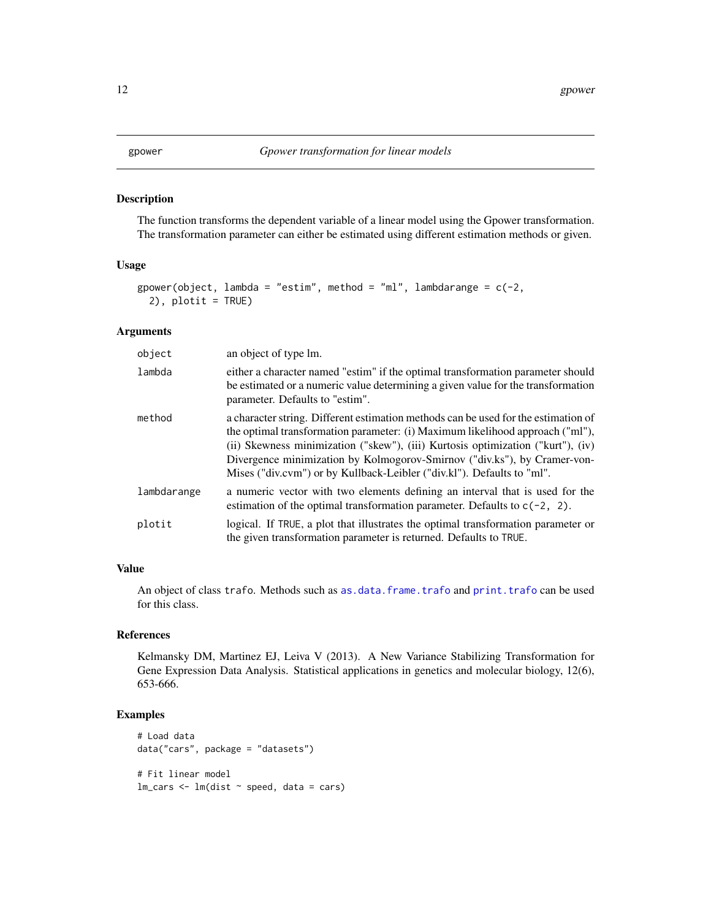## gpower — *Gpower transformation for linear models*

### Description

The function transforms the dependent variable of a linear model using the Gpower transformation. The transformation parameter can either be estimated using different estimation methods or given.

### Usage

```
gpower(object, lambda = "estim", method = "ml", lambdarange = c(-2,
  2), plotit = TRUE)
```

### Arguments

| | |
|---|---|
| `object` | an object of type lm. |
| `lambda` | either a character named "estim" if the optimal transformation parameter should be estimated or a numeric value determining a given value for the transformation parameter. Defaults to "estim". |
| `method` | a character string. Different estimation methods can be used for the estimation of the optimal transformation parameter: (i) Maximum likelihood approach ("ml"), (ii) Skewness minimization ("skew"), (iii) Kurtosis optimization ("kurt"), (iv) Divergence minimization by Kolmogorov-Smirnov ("div.ks"), by Cramer-von-Mises ("div.cvm") or by Kullback-Leibler ("div.kl"). Defaults to "ml". |
| `lambdarange` | a numeric vector with two elements defining an interval that is used for the estimation of the optimal transformation parameter. Defaults to `c(-2, 2)`. |
| `plotit` | logical. If `TRUE`, a plot that illustrates the optimal transformation parameter or the given transformation parameter is returned. Defaults to `TRUE`. |

### Value

An object of class `trafo`. Methods such as `as.data.frame.trafo` and `print.trafo` can be used for this class.

### References

Kelmansky DM, Martinez EJ, Leiva V (2013). A New Variance Stabilizing Transformation for Gene Expression Data Analysis. Statistical applications in genetics and molecular biology, 12(6), 653-666.

### Examples

```
# Load data
data("cars", package = "datasets")

# Fit linear model
lm_cars <- lm(dist ~ speed, data = cars)
```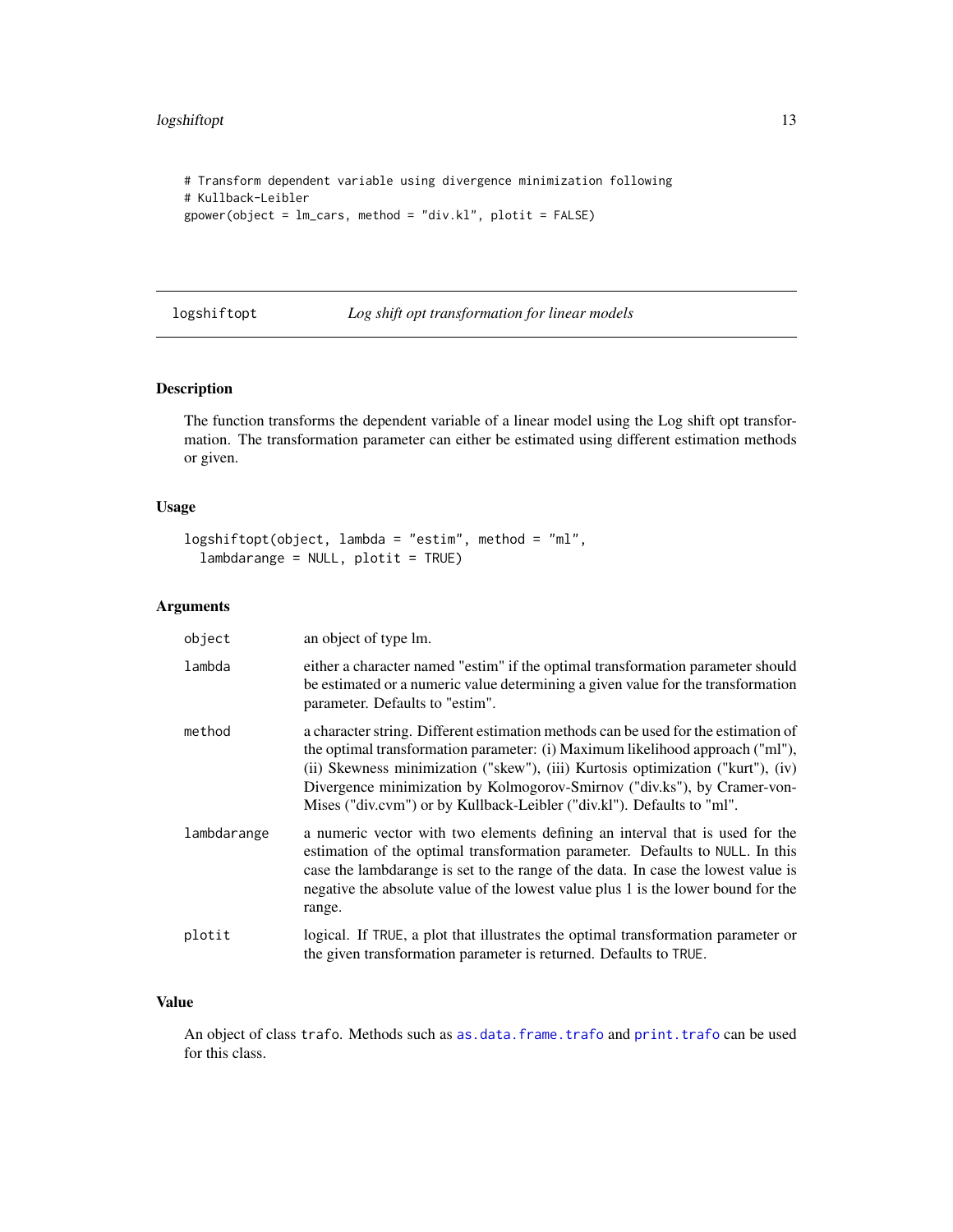```
# Transform dependent variable using divergence minimization following
# Kullback-Leibler
gpower(object = lm_cars, method = "div.kl", plotit = FALSE)
```

## logshiftopt — *Log shift opt transformation for linear models*

### Description

The function transforms the dependent variable of a linear model using the Log shift opt transformation. The transformation parameter can either be estimated using different estimation methods or given.

### Usage

```
logshiftopt(object, lambda = "estim", method = "ml",
  lambdarange = NULL, plotit = TRUE)
```

### Arguments

| | |
|---|---|
| `object` | an object of type lm. |
| `lambda` | either a character named "estim" if the optimal transformation parameter should be estimated or a numeric value determining a given value for the transformation parameter. Defaults to "estim". |
| `method` | a character string. Different estimation methods can be used for the estimation of the optimal transformation parameter: (i) Maximum likelihood approach ("ml"), (ii) Skewness minimization ("skew"), (iii) Kurtosis optimization ("kurt"), (iv) Divergence minimization by Kolmogorov-Smirnov ("div.ks"), by Cramer-von-Mises ("div.cvm") or by Kullback-Leibler ("div.kl"). Defaults to "ml". |
| `lambdarange` | a numeric vector with two elements defining an interval that is used for the estimation of the optimal transformation parameter. Defaults to `NULL`. In this case the lambdarange is set to the range of the data. In case the lowest value is negative the absolute value of the lowest value plus 1 is the lower bound for the range. |
| `plotit` | logical. If `TRUE`, a plot that illustrates the optimal transformation parameter or the given transformation parameter is returned. Defaults to `TRUE`. |

### Value

An object of class `trafo`. Methods such as `as.data.frame.trafo` and `print.trafo` can be used for this class.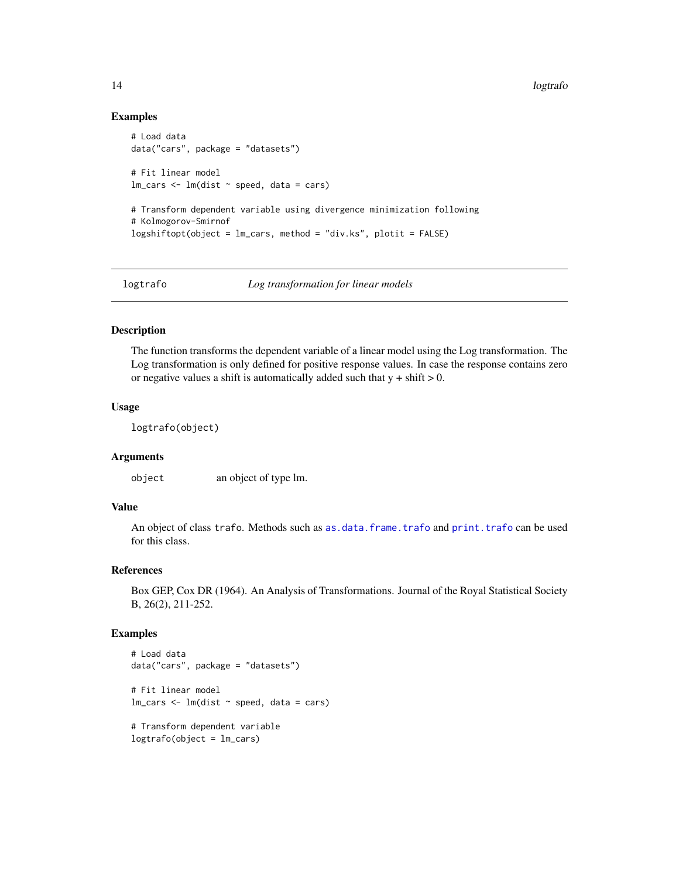## Examples

```
# Load data
data("cars", package = "datasets")

# Fit linear model
lm_cars <- lm(dist ~ speed, data = cars)

# Transform dependent variable using divergence minimization following
# Kolmogorov-Smirnof
logshiftopt(object = lm_cars, method = "div.ks", plotit = FALSE)
```

---

# logtrafo *Log transformation for linear models*

---

## Description

The function transforms the dependent variable of a linear model using the Log transformation. The Log transformation is only defined for positive response values. In case the response contains zero or negative values a shift is automatically added such that y + shift > 0.

## Usage

```
logtrafo(object)
```

## Arguments

`object` an object of type lm.

## Value

An object of class `trafo`. Methods such as `as.data.frame.trafo` and `print.trafo` can be used for this class.

## References

Box GEP, Cox DR (1964). An Analysis of Transformations. Journal of the Royal Statistical Society B, 26(2), 211-252.

## Examples

```
# Load data
data("cars", package = "datasets")

# Fit linear model
lm_cars <- lm(dist ~ speed, data = cars)

# Transform dependent variable
logtrafo(object = lm_cars)
```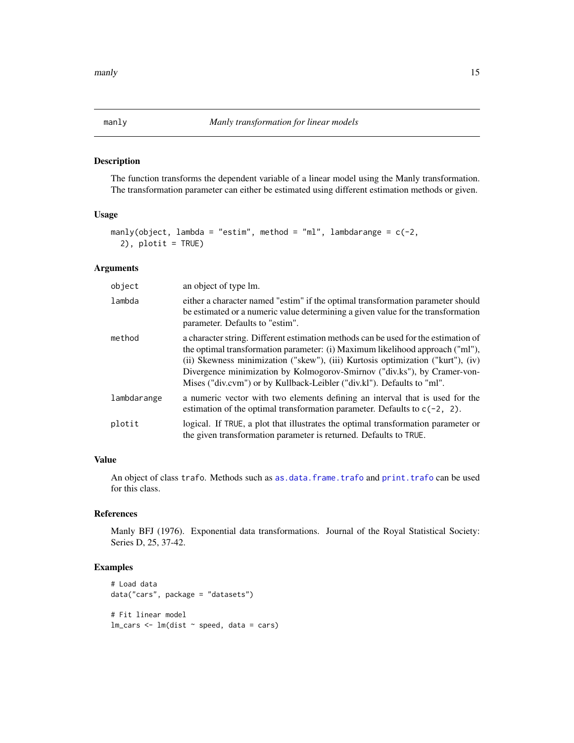manly *Manly transformation for linear models*

## Description

The function transforms the dependent variable of a linear model using the Manly transformation. The transformation parameter can either be estimated using different estimation methods or given.

## Usage

```
manly(object, lambda = "estim", method = "ml", lambdarange = c(-2,
  2), plotit = TRUE)
```

## Arguments

| | |
|---|---|
| `object` | an object of type lm. |
| `lambda` | either a character named "estim" if the optimal transformation parameter should be estimated or a numeric value determining a given value for the transformation parameter. Defaults to "estim". |
| `method` | a character string. Different estimation methods can be used for the estimation of the optimal transformation parameter: (i) Maximum likelihood approach ("ml"), (ii) Skewness minimization ("skew"), (iii) Kurtosis optimization ("kurt"), (iv) Divergence minimization by Kolmogorov-Smirnov ("div.ks"), by Cramer-von-Mises ("div.cvm") or by Kullback-Leibler ("div.kl"). Defaults to "ml". |
| `lambdarange` | a numeric vector with two elements defining an interval that is used for the estimation of the optimal transformation parameter. Defaults to `c(-2, 2)`. |
| `plotit` | logical. If `TRUE`, a plot that illustrates the optimal transformation parameter or the given transformation parameter is returned. Defaults to `TRUE`. |

## Value

An object of class `trafo`. Methods such as `as.data.frame.trafo` and `print.trafo` can be used for this class.

## References

Manly BFJ (1976). Exponential data transformations. Journal of the Royal Statistical Society: Series D, 25, 37-42.

## Examples

```
# Load data
data("cars", package = "datasets")

# Fit linear model
lm_cars <- lm(dist ~ speed, data = cars)
```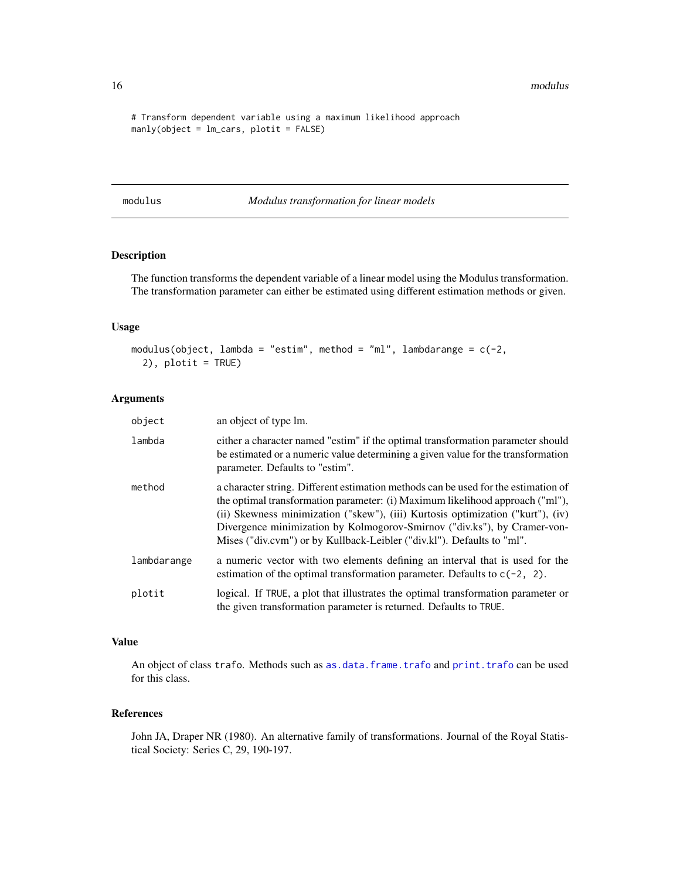```
# Transform dependent variable using a maximum likelihood approach
manly(object = lm_cars, plotit = FALSE)
```

## modulus — *Modulus transformation for linear models*

### Description

The function transforms the dependent variable of a linear model using the Modulus transformation. The transformation parameter can either be estimated using different estimation methods or given.

### Usage

```
modulus(object, lambda = "estim", method = "ml", lambdarange = c(-2,
  2), plotit = TRUE)
```

### Arguments

| | |
|---|---|
| `object` | an object of type lm. |
| `lambda` | either a character named "estim" if the optimal transformation parameter should be estimated or a numeric value determining a given value for the transformation parameter. Defaults to "estim". |
| `method` | a character string. Different estimation methods can be used for the estimation of the optimal transformation parameter: (i) Maximum likelihood approach ("ml"), (ii) Skewness minimization ("skew"), (iii) Kurtosis optimization ("kurt"), (iv) Divergence minimization by Kolmogorov-Smirnov ("div.ks"), by Cramer-von-Mises ("div.cvm") or by Kullback-Leibler ("div.kl"). Defaults to "ml". |
| `lambdarange` | a numeric vector with two elements defining an interval that is used for the estimation of the optimal transformation parameter. Defaults to `c(-2, 2)`. |
| `plotit` | logical. If `TRUE`, a plot that illustrates the optimal transformation parameter or the given transformation parameter is returned. Defaults to `TRUE`. |

### Value

An object of class `trafo`. Methods such as `as.data.frame.trafo` and `print.trafo` can be used for this class.

### References

John JA, Draper NR (1980). An alternative family of transformations. Journal of the Royal Statistical Society: Series C, 29, 190-197.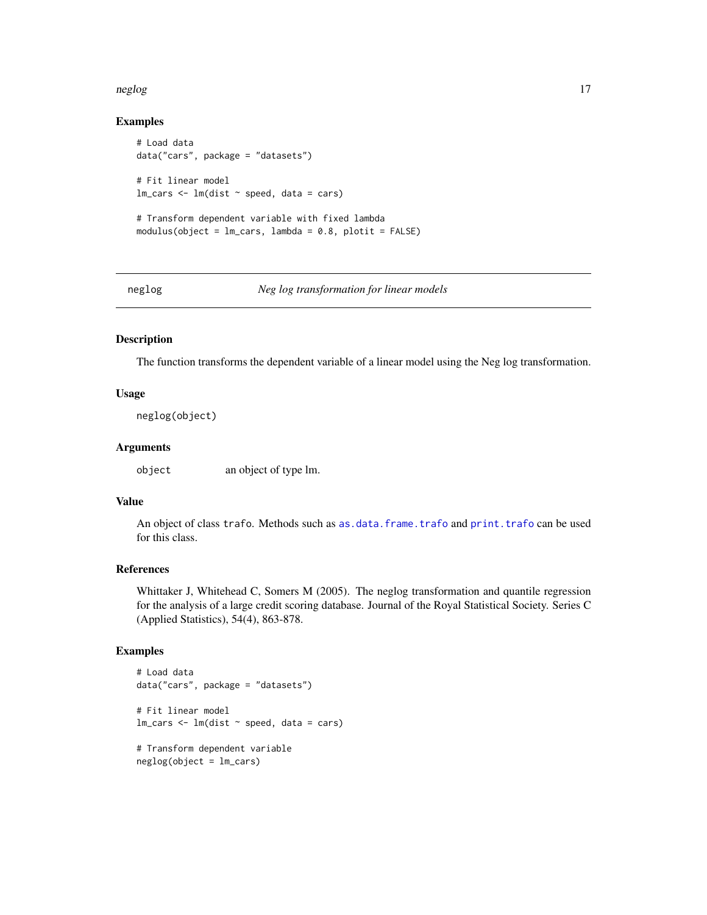## Examples

```
# Load data
data("cars", package = "datasets")

# Fit linear model
lm_cars <- lm(dist ~ speed, data = cars)

# Transform dependent variable with fixed lambda
modulus(object = lm_cars, lambda = 0.8, plotit = FALSE)
```

---

# neglog — *Neg log transformation for linear models*

---

## Description

The function transforms the dependent variable of a linear model using the Neg log transformation.

## Usage

```
neglog(object)
```

## Arguments

| | |
|---|---|
| `object` | an object of type lm. |

## Value

An object of class `trafo`. Methods such as `as.data.frame.trafo` and `print.trafo` can be used for this class.

## References

Whittaker J, Whitehead C, Somers M (2005). The neglog transformation and quantile regression for the analysis of a large credit scoring database. Journal of the Royal Statistical Society. Series C (Applied Statistics), 54(4), 863-878.

## Examples

```
# Load data
data("cars", package = "datasets")

# Fit linear model
lm_cars <- lm(dist ~ speed, data = cars)

# Transform dependent variable
neglog(object = lm_cars)
```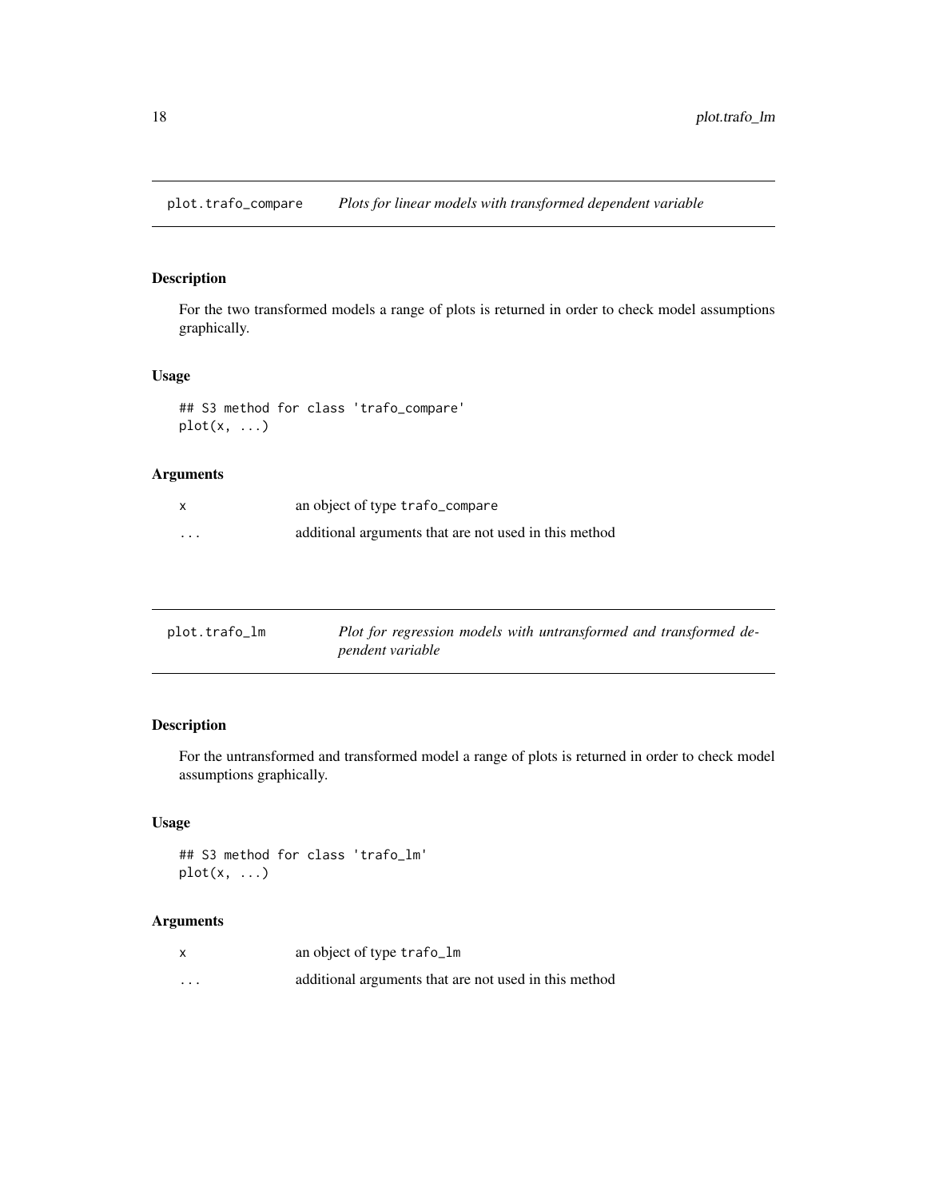## plot.trafo_compare — *Plots for linear models with transformed dependent variable*

### Description

For the two transformed models a range of plots is returned in order to check model assumptions graphically.

### Usage

```
## S3 method for class 'trafo_compare'
plot(x, ...)
```

### Arguments

| | |
|---|---|
| x | an object of type trafo_compare |
| ... | additional arguments that are not used in this method |

## plot.trafo_lm — *Plot for regression models with untransformed and transformed dependent variable*

### Description

For the untransformed and transformed model a range of plots is returned in order to check model assumptions graphically.

### Usage

```
## S3 method for class 'trafo_lm'
plot(x, ...)
```

### Arguments

| | |
|---|---|
| x | an object of type trafo_lm |
| ... | additional arguments that are not used in this method |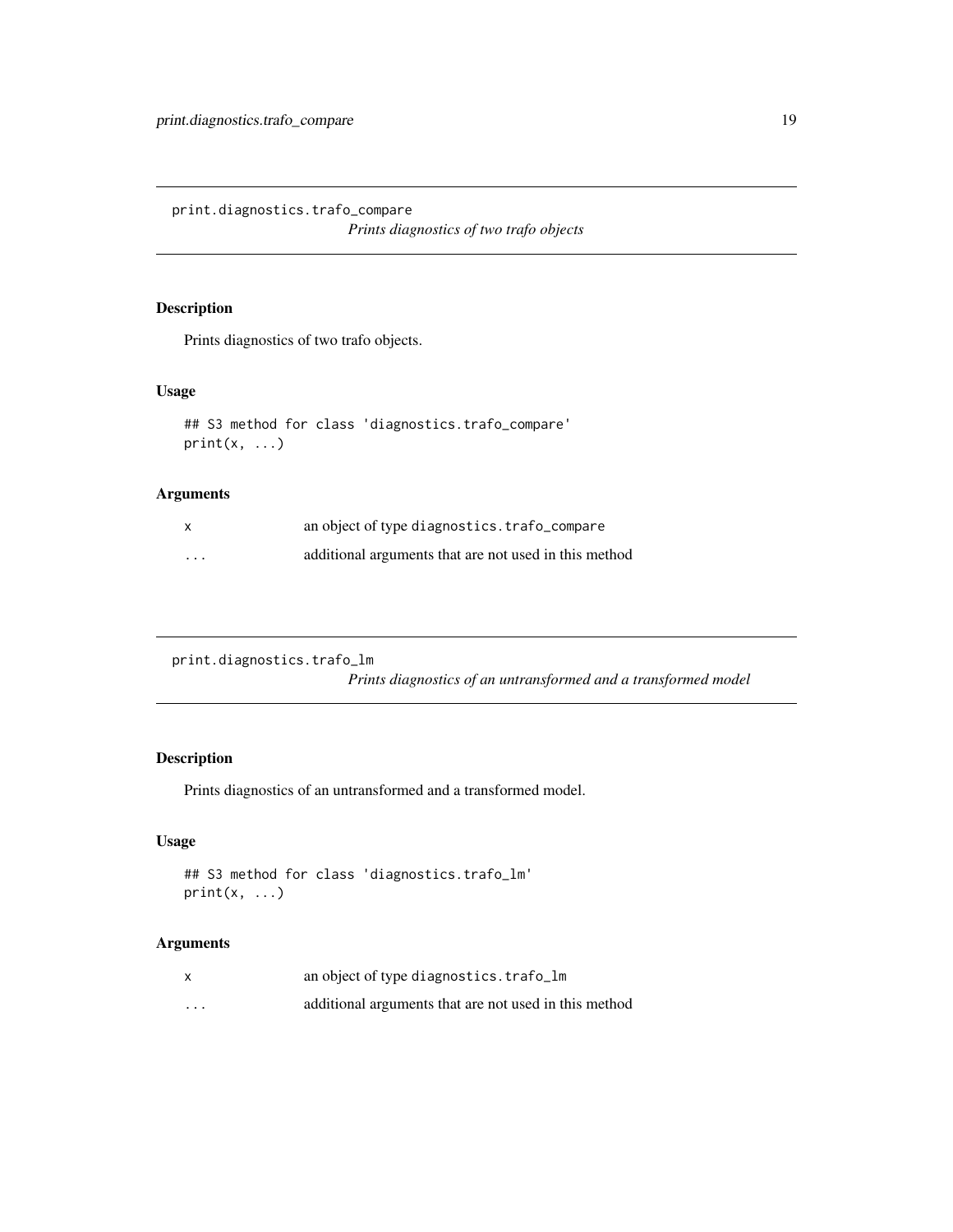## print.diagnostics.trafo_compare

*Prints diagnostics of two trafo objects*

### Description

Prints diagnostics of two trafo objects.

### Usage

```
## S3 method for class 'diagnostics.trafo_compare'
print(x, ...)
```

### Arguments

| | |
|---|---|
| x | an object of type `diagnostics.trafo_compare` |
| ... | additional arguments that are not used in this method |

## print.diagnostics.trafo_lm

*Prints diagnostics of an untransformed and a transformed model*

### Description

Prints diagnostics of an untransformed and a transformed model.

### Usage

```
## S3 method for class 'diagnostics.trafo_lm'
print(x, ...)
```

### Arguments

| | |
|---|---|
| x | an object of type `diagnostics.trafo_lm` |
| ... | additional arguments that are not used in this method |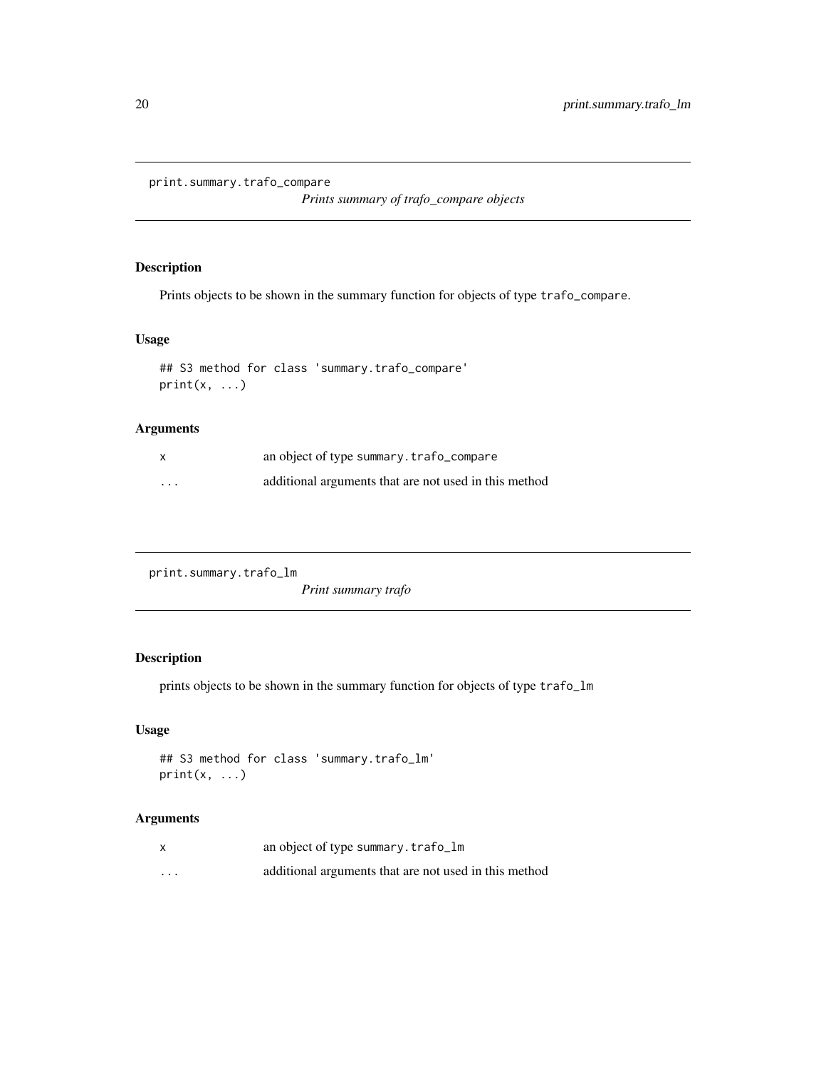## print.summary.trafo_compare

*Prints summary of trafo_compare objects*

### Description

Prints objects to be shown in the summary function for objects of type `trafo_compare`.

### Usage

```
## S3 method for class 'summary.trafo_compare'
print(x, ...)
```

### Arguments

| | |
|---|---|
| x | an object of type `summary.trafo_compare` |
| ... | additional arguments that are not used in this method |

## print.summary.trafo_lm

*Print summary trafo*

### Description

prints objects to be shown in the summary function for objects of type `trafo_lm`

### Usage

```
## S3 method for class 'summary.trafo_lm'
print(x, ...)
```

### Arguments

| | |
|---|---|
| x | an object of type `summary.trafo_lm` |
| ... | additional arguments that are not used in this method |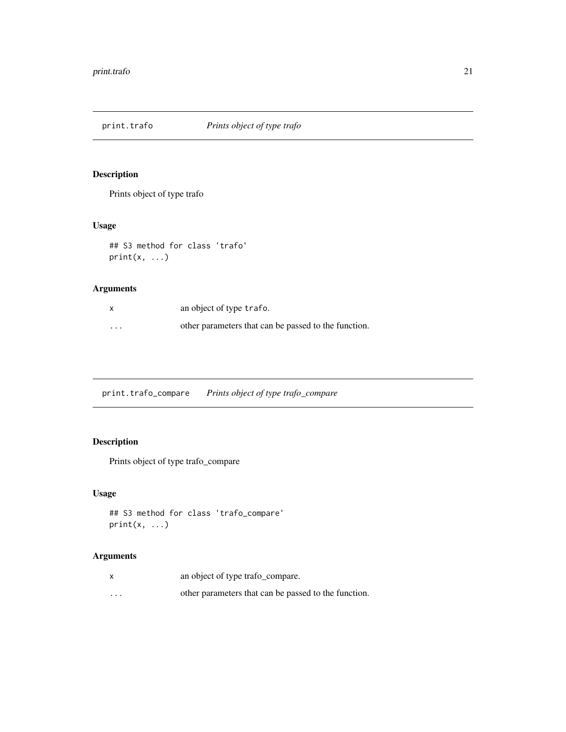## print.trafo *Prints object of type trafo*

### Description

Prints object of type trafo

### Usage

```
## S3 method for class 'trafo'
print(x, ...)
```

### Arguments

| | |
|---|---|
| x | an object of type `trafo`. |
| ... | other parameters that can be passed to the function. |

## print.trafo_compare *Prints object of type trafo_compare*

### Description

Prints object of type trafo_compare

### Usage

```
## S3 method for class 'trafo_compare'
print(x, ...)
```

### Arguments

| | |
|---|---|
| x | an object of type trafo_compare. |
| ... | other parameters that can be passed to the function. |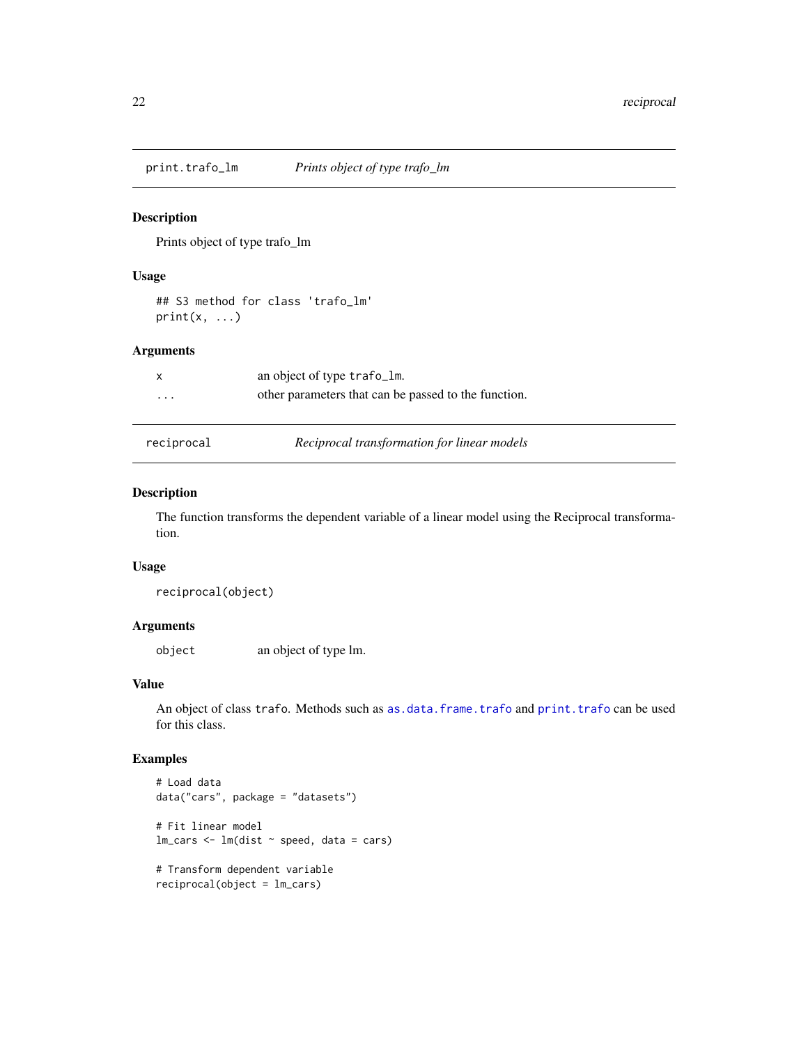## print.trafo_lm — *Prints object of type trafo_lm*

### Description

Prints object of type trafo_lm

### Usage

```
## S3 method for class 'trafo_lm'
print(x, ...)
```

### Arguments

| | |
|---|---|
| `x` | an object of type `trafo_lm`. |
| `...` | other parameters that can be passed to the function. |

## reciprocal — *Reciprocal transformation for linear models*

### Description

The function transforms the dependent variable of a linear model using the Reciprocal transformation.

### Usage

```
reciprocal(object)
```

### Arguments

| | |
|---|---|
| `object` | an object of type lm. |

### Value

An object of class `trafo`. Methods such as `as.data.frame.trafo` and `print.trafo` can be used for this class.

### Examples

```
# Load data
data("cars", package = "datasets")

# Fit linear model
lm_cars <- lm(dist ~ speed, data = cars)

# Transform dependent variable
reciprocal(object = lm_cars)
```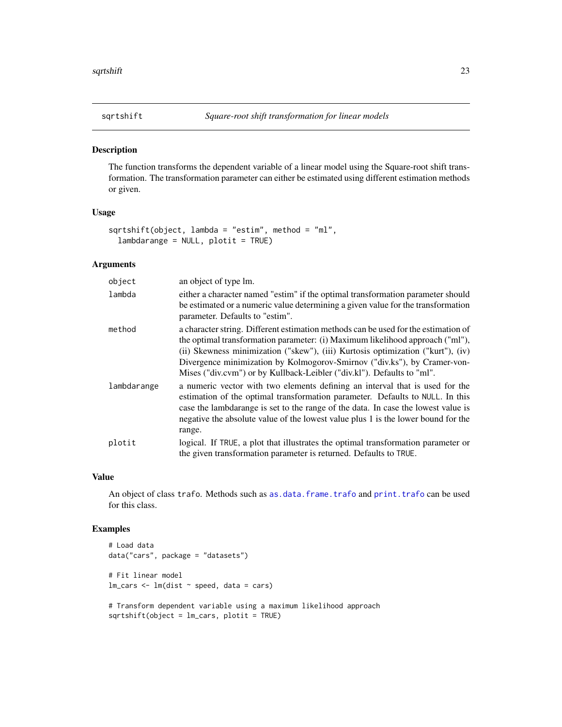## sqrtshift — *Square-root shift transformation for linear models*

### Description

The function transforms the dependent variable of a linear model using the Square-root shift transformation. The transformation parameter can either be estimated using different estimation methods or given.

### Usage

```
sqrtshift(object, lambda = "estim", method = "ml",
  lambdarange = NULL, plotit = TRUE)
```

### Arguments

| | |
|---|---|
| `object` | an object of type lm. |
| `lambda` | either a character named "estim" if the optimal transformation parameter should be estimated or a numeric value determining a given value for the transformation parameter. Defaults to "estim". |
| `method` | a character string. Different estimation methods can be used for the estimation of the optimal transformation parameter: (i) Maximum likelihood approach ("ml"), (ii) Skewness minimization ("skew"), (iii) Kurtosis optimization ("kurt"), (iv) Divergence minimization by Kolmogorov-Smirnov ("div.ks"), by Cramer-von-Mises ("div.cvm") or by Kullback-Leibler ("div.kl"). Defaults to "ml". |
| `lambdarange` | a numeric vector with two elements defining an interval that is used for the estimation of the optimal transformation parameter. Defaults to `NULL`. In this case the lambdarange is set to the range of the data. In case the lowest value is negative the absolute value of the lowest value plus 1 is the lower bound for the range. |
| `plotit` | logical. If `TRUE`, a plot that illustrates the optimal transformation parameter or the given transformation parameter is returned. Defaults to `TRUE`. |

### Value

An object of class `trafo`. Methods such as `as.data.frame.trafo` and `print.trafo` can be used for this class.

### Examples

```
# Load data
data("cars", package = "datasets")

# Fit linear model
lm_cars <- lm(dist ~ speed, data = cars)

# Transform dependent variable using a maximum likelihood approach
sqrtshift(object = lm_cars, plotit = TRUE)
```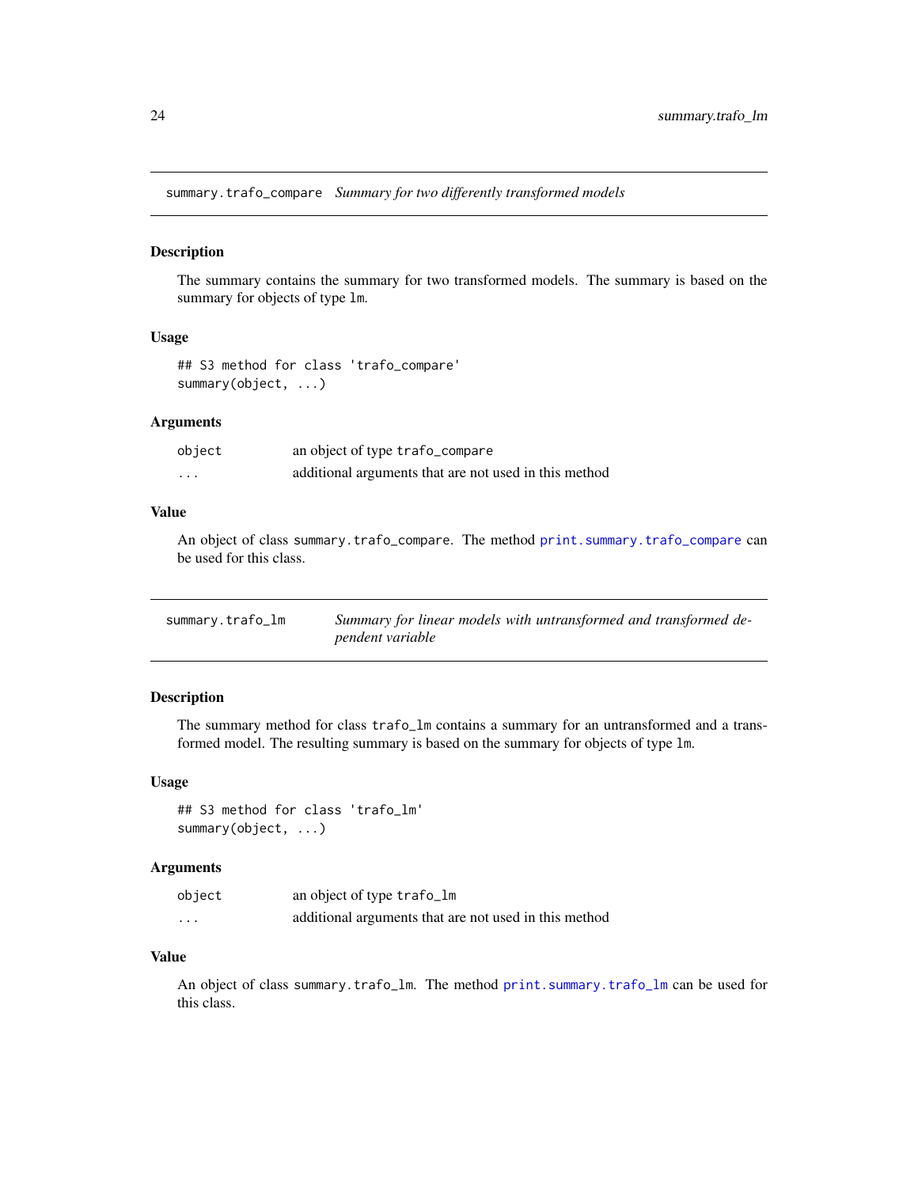## summary.trafo_compare *Summary for two differently transformed models*

### Description

The summary contains the summary for two transformed models. The summary is based on the summary for objects of type `lm`.

### Usage

```
## S3 method for class 'trafo_compare'
summary(object, ...)
```

### Arguments

| | |
|---|---|
| `object` | an object of type `trafo_compare` |
| `...` | additional arguments that are not used in this method |

### Value

An object of class `summary.trafo_compare`. The method `print.summary.trafo_compare` can be used for this class.

## summary.trafo_lm *Summary for linear models with untransformed and transformed dependent variable*

### Description

The summary method for class `trafo_lm` contains a summary for an untransformed and a transformed model. The resulting summary is based on the summary for objects of type `lm`.

### Usage

```
## S3 method for class 'trafo_lm'
summary(object, ...)
```

### Arguments

| | |
|---|---|
| `object` | an object of type `trafo_lm` |
| `...` | additional arguments that are not used in this method |

### Value

An object of class `summary.trafo_lm`. The method `print.summary.trafo_lm` can be used for this class.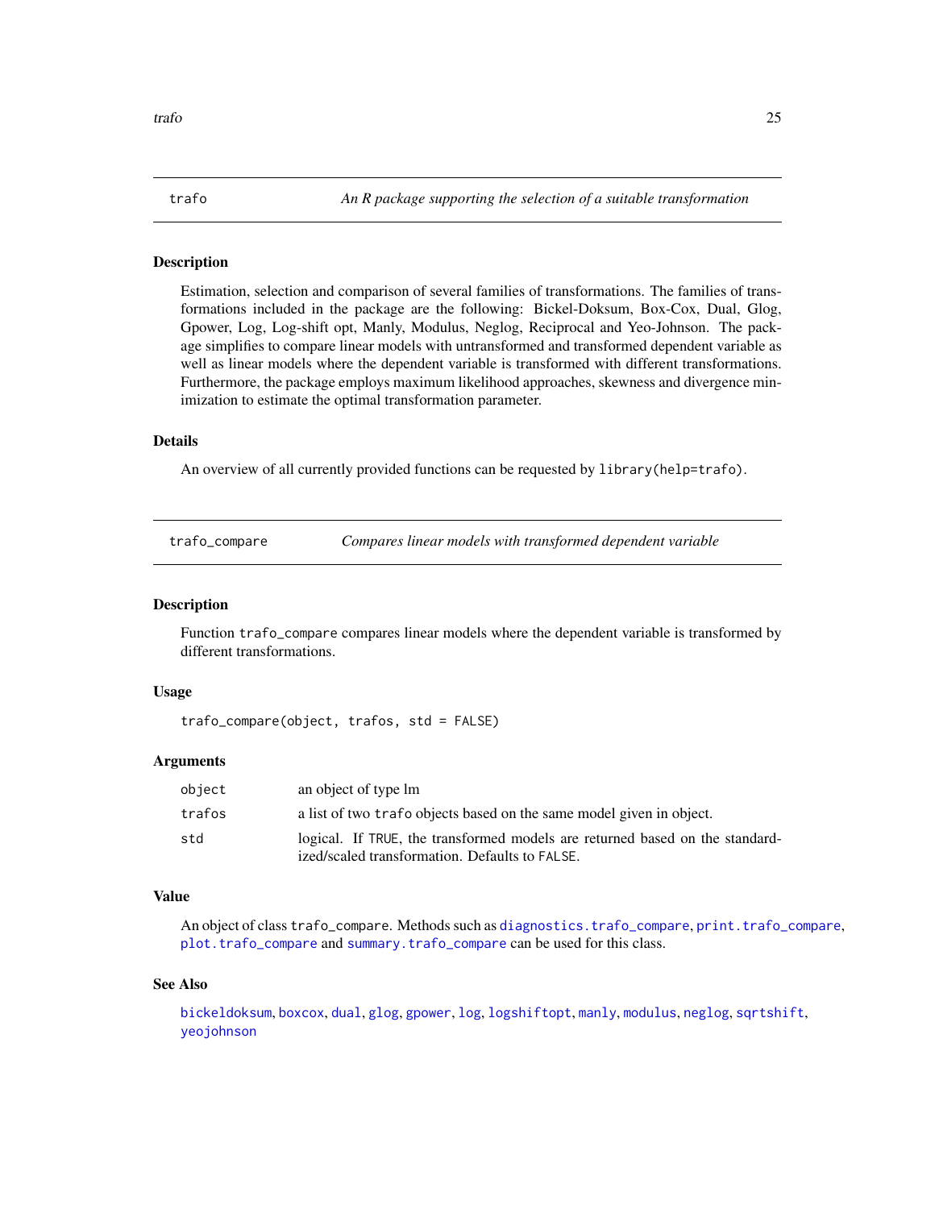## trafo — *An R package supporting the selection of a suitable transformation*

### Description

Estimation, selection and comparison of several families of transformations. The families of transformations included in the package are the following: Bickel-Doksum, Box-Cox, Dual, Glog, Gpower, Log, Log-shift opt, Manly, Modulus, Neglog, Reciprocal and Yeo-Johnson. The package simplifies to compare linear models with untransformed and transformed dependent variable as well as linear models where the dependent variable is transformed with different transformations. Furthermore, the package employs maximum likelihood approaches, skewness and divergence minimization to estimate the optimal transformation parameter.

### Details

An overview of all currently provided functions can be requested by `library(help=trafo)`.

## trafo_compare — *Compares linear models with transformed dependent variable*

### Description

Function `trafo_compare` compares linear models where the dependent variable is transformed by different transformations.

### Usage

```
trafo_compare(object, trafos, std = FALSE)
```

### Arguments

| | |
|---|---|
| `object` | an object of type lm |
| `trafos` | a list of two `trafo` objects based on the same model given in object. |
| `std` | logical. If `TRUE`, the transformed models are returned based on the standardized/scaled transformation. Defaults to `FALSE`. |

### Value

An object of class `trafo_compare`. Methods such as `diagnostics.trafo_compare`, `print.trafo_compare`, `plot.trafo_compare` and `summary.trafo_compare` can be used for this class.

### See Also

`bickeldoksum`, `boxcox`, `dual`, `glog`, `gpower`, `log`, `logshiftopt`, `manly`, `modulus`, `neglog`, `sqrtshift`, `yeojohnson`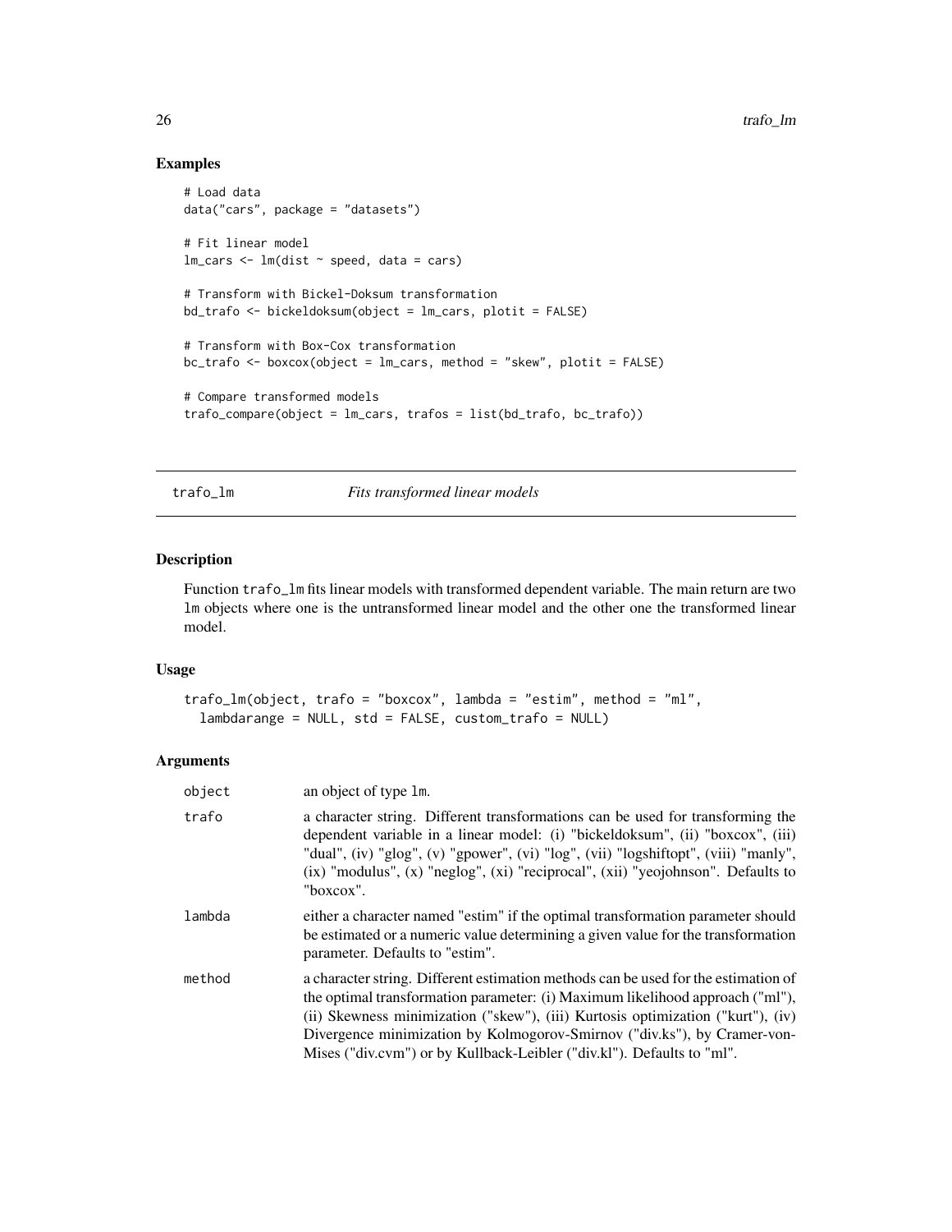## Examples

```
# Load data
data("cars", package = "datasets")

# Fit linear model
lm_cars <- lm(dist ~ speed, data = cars)

# Transform with Bickel-Doksum transformation
bd_trafo <- bickeldoksum(object = lm_cars, plotit = FALSE)

# Transform with Box-Cox transformation
bc_trafo <- boxcox(object = lm_cars, method = "skew", plotit = FALSE)

# Compare transformed models
trafo_compare(object = lm_cars, trafos = list(bd_trafo, bc_trafo))
```

---

# trafo_lm — *Fits transformed linear models*

## Description

Function trafo_lm fits linear models with transformed dependent variable. The main return are two lm objects where one is the untransformed linear model and the other one the transformed linear model.

## Usage

```
trafo_lm(object, trafo = "boxcox", lambda = "estim", method = "ml",
  lambdarange = NULL, std = FALSE, custom_trafo = NULL)
```

## Arguments

| | |
|---|---|
| object | an object of type lm. |
| trafo | a character string. Different transformations can be used for transforming the dependent variable in a linear model: (i) "bickeldoksum", (ii) "boxcox", (iii) "dual", (iv) "glog", (v) "gpower", (vi) "log", (vii) "logshiftopt", (viii) "manly", (ix) "modulus", (x) "neglog", (xi) "reciprocal", (xii) "yeojohnson". Defaults to "boxcox". |
| lambda | either a character named "estim" if the optimal transformation parameter should be estimated or a numeric value determining a given value for the transformation parameter. Defaults to "estim". |
| method | a character string. Different estimation methods can be used for the estimation of the optimal transformation parameter: (i) Maximum likelihood approach ("ml"), (ii) Skewness minimization ("skew"), (iii) Kurtosis optimization ("kurt"), (iv) Divergence minimization by Kolmogorov-Smirnov ("div.ks"), by Cramer-von-Mises ("div.cvm") or by Kullback-Leibler ("div.kl"). Defaults to "ml". |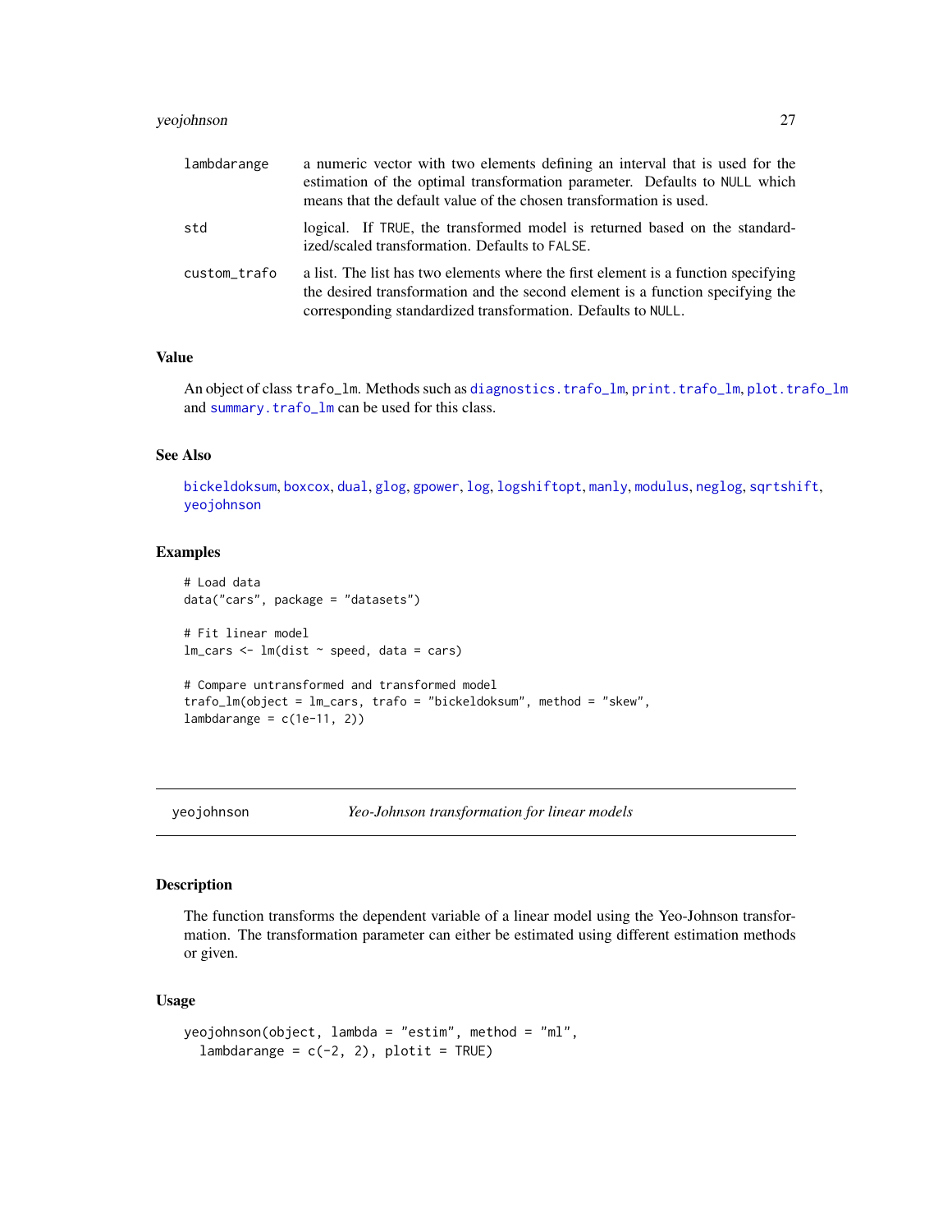| | |
|---|---|
| lambdarange | a numeric vector with two elements defining an interval that is used for the estimation of the optimal transformation parameter. Defaults to NULL which means that the default value of the chosen transformation is used. |
| std | logical. If TRUE, the transformed model is returned based on the standardized/scaled transformation. Defaults to FALSE. |
| custom_trafo | a list. The list has two elements where the first element is a function specifying the desired transformation and the second element is a function specifying the corresponding standardized transformation. Defaults to NULL. |

### Value

An object of class trafo_lm. Methods such as diagnostics.trafo_lm, print.trafo_lm, plot.trafo_lm and summary.trafo_lm can be used for this class.

### See Also

bickeldoksum, boxcox, dual, glog, gpower, log, logshiftopt, manly, modulus, neglog, sqrtshift, yeojohnson

### Examples

```
# Load data
data("cars", package = "datasets")

# Fit linear model
lm_cars <- lm(dist ~ speed, data = cars)

# Compare untransformed and transformed model
trafo_lm(object = lm_cars, trafo = "bickeldoksum", method = "skew",
lambdarange = c(1e-11, 2))
```

---

## yeojohnson *Yeo-Johnson transformation for linear models*

### Description

The function transforms the dependent variable of a linear model using the Yeo-Johnson transformation. The transformation parameter can either be estimated using different estimation methods or given.

### Usage

```
yeojohnson(object, lambda = "estim", method = "ml",
  lambdarange = c(-2, 2), plotit = TRUE)
```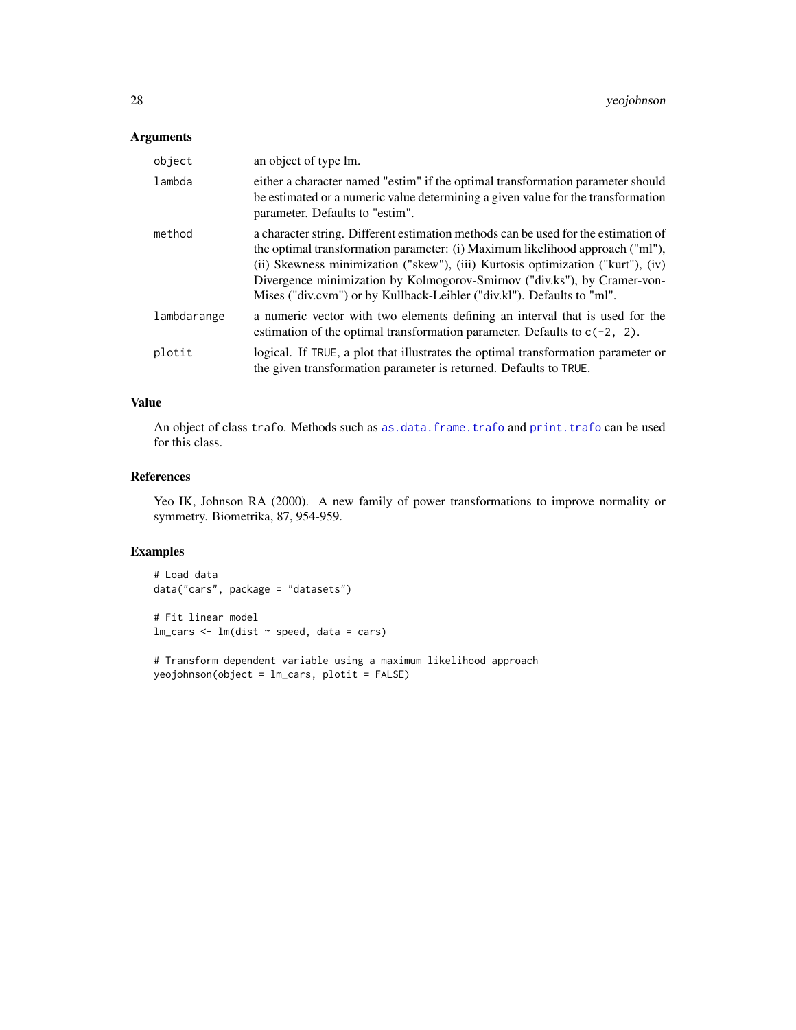## Arguments

| | |
|---|---|
| `object` | an object of type lm. |
| `lambda` | either a character named "estim" if the optimal transformation parameter should be estimated or a numeric value determining a given value for the transformation parameter. Defaults to "estim". |
| `method` | a character string. Different estimation methods can be used for the estimation of the optimal transformation parameter: (i) Maximum likelihood approach ("ml"), (ii) Skewness minimization ("skew"), (iii) Kurtosis optimization ("kurt"), (iv) Divergence minimization by Kolmogorov-Smirnov ("div.ks"), by Cramer-von-Mises ("div.cvm") or by Kullback-Leibler ("div.kl"). Defaults to "ml". |
| `lambdarange` | a numeric vector with two elements defining an interval that is used for the estimation of the optimal transformation parameter. Defaults to `c(-2, 2)`. |
| `plotit` | logical. If `TRUE`, a plot that illustrates the optimal transformation parameter or the given transformation parameter is returned. Defaults to `TRUE`. |

## Value

An object of class `trafo`. Methods such as `as.data.frame.trafo` and `print.trafo` can be used for this class.

## References

Yeo IK, Johnson RA (2000). A new family of power transformations to improve normality or symmetry. Biometrika, 87, 954-959.

## Examples

```
# Load data
data("cars", package = "datasets")

# Fit linear model
lm_cars <- lm(dist ~ speed, data = cars)

# Transform dependent variable using a maximum likelihood approach
yeojohnson(object = lm_cars, plotit = FALSE)
```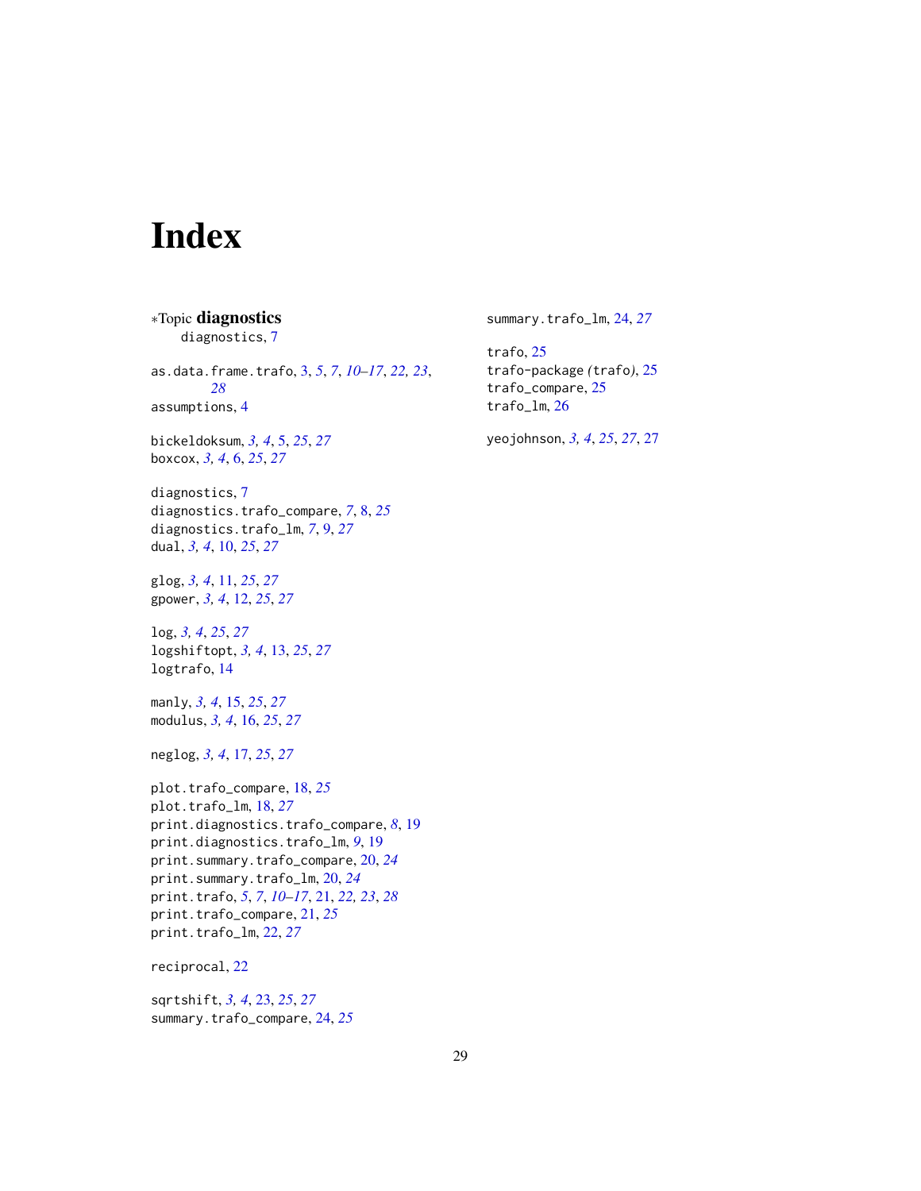# Index

∗Topic **diagnostics**
    diagnostics, 7

as.data.frame.trafo, 3, *5*, *7*, *10–17*, *22, 23*, *28*
assumptions, 4

bickeldoksum, *3, 4*, 5, *25*, *27*
boxcox, *3, 4*, 6, *25*, *27*

diagnostics, 7
diagnostics.trafo_compare, *7*, 8, *25*
diagnostics.trafo_lm, *7*, 9, *27*
dual, *3, 4*, 10, *25*, *27*

glog, *3, 4*, 11, *25*, *27*
gpower, *3, 4*, 12, *25*, *27*

log, *3, 4*, *25*, *27*
logshiftopt, *3, 4*, 13, *25*, *27*
logtrafo, 14

manly, *3, 4*, 15, *25*, *27*
modulus, *3, 4*, 16, *25*, *27*

neglog, *3, 4*, 17, *25*, *27*

plot.trafo_compare, 18, *25*
plot.trafo_lm, 18, *27*
print.diagnostics.trafo_compare, *8*, 19
print.diagnostics.trafo_lm, *9*, 19
print.summary.trafo_compare, 20, *24*
print.summary.trafo_lm, 20, *24*
print.trafo, *5*, *7*, *10–17*, 21, *22, 23*, *28*
print.trafo_compare, 21, *25*
print.trafo_lm, 22, *27*

reciprocal, 22

sqrtshift, *3, 4*, 23, *25*, *27*
summary.trafo_compare, 24, *25*
summary.trafo_lm, 24, *27*

trafo, 25
trafo-package *(*trafo*)*, 25
trafo_compare, 25
trafo_lm, 26

yeojohnson, *3, 4*, *25*, *27*, 27